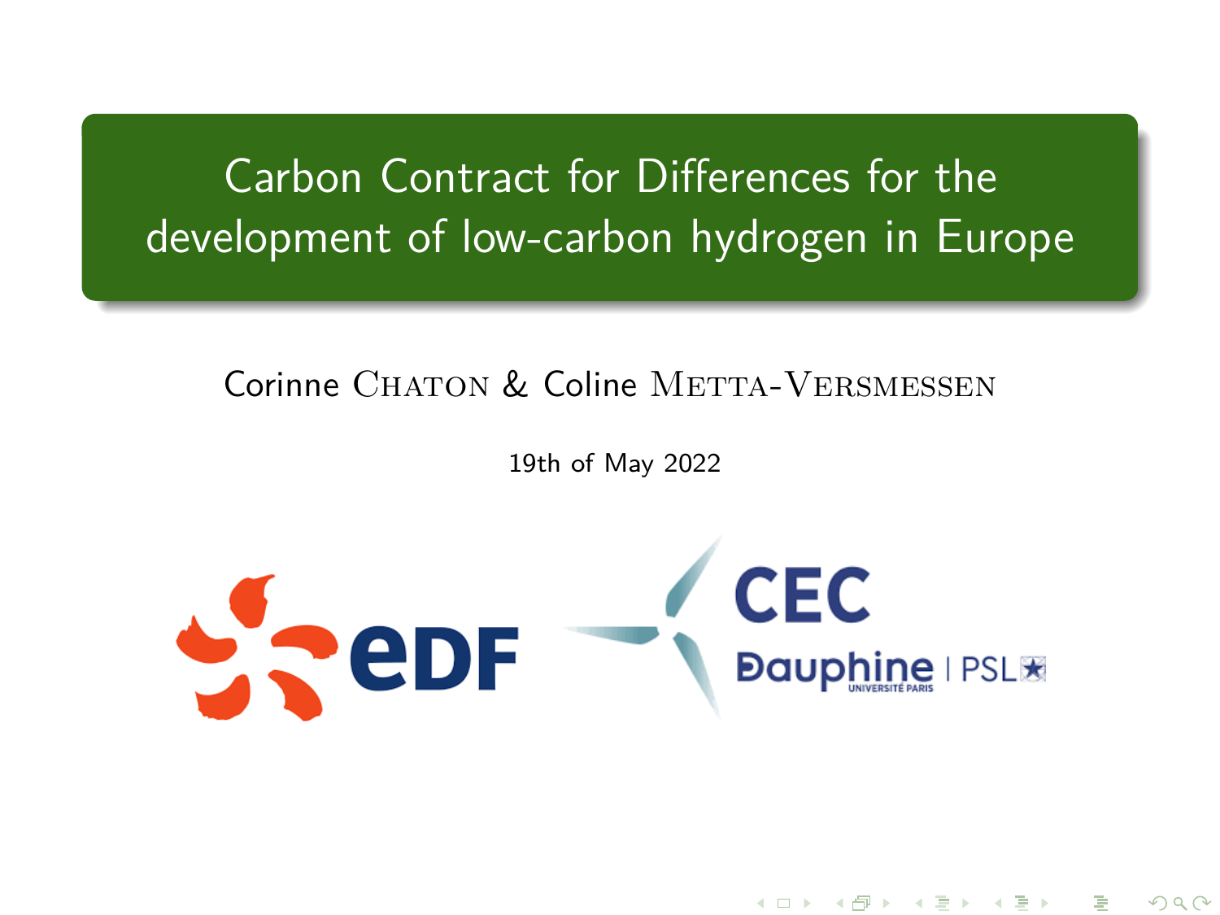# Carbon Contract for Differences for the development of low-carbon hydrogen in Europe

Corinne Chaton & Coline Metta-Versmessen

19th of May 2022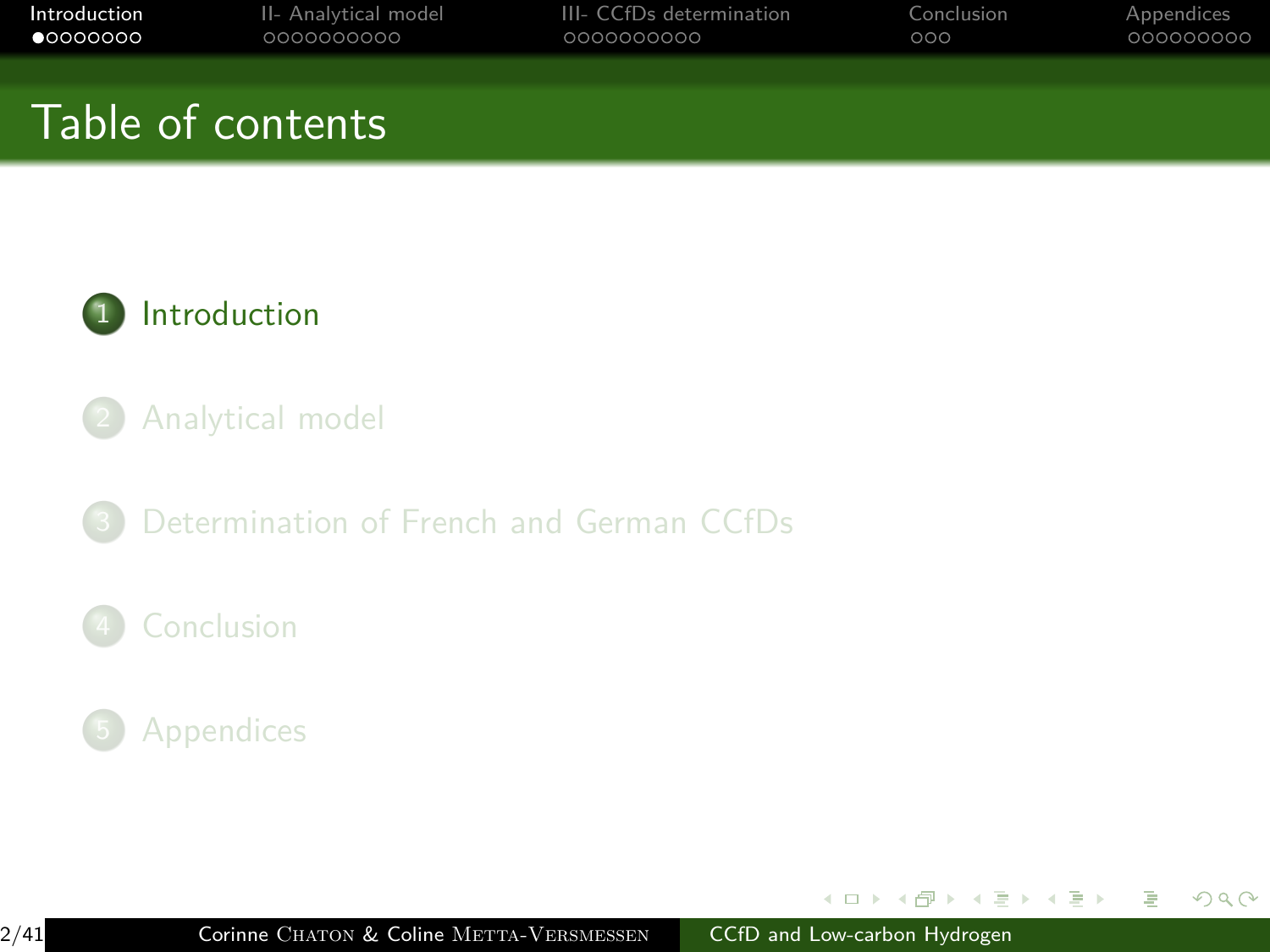# Table of contents

1. Introduction
2. Analytical model
3. Determination of French and German CCfDs
4. Conclusion
5. Appendices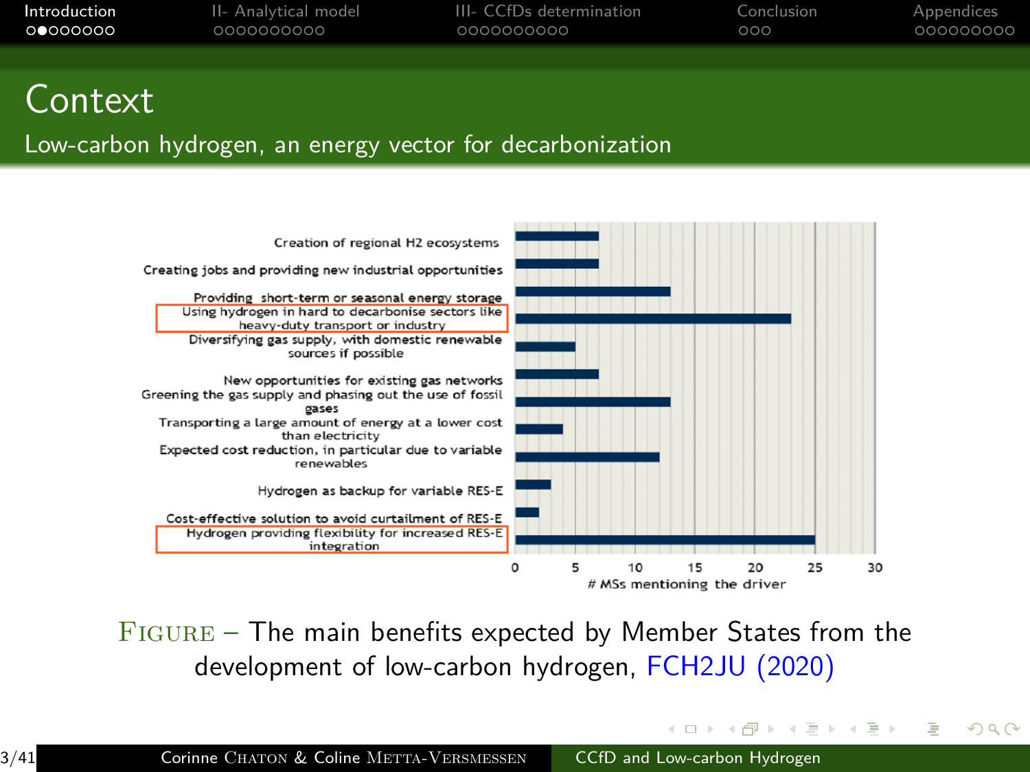# Context

## Low-carbon hydrogen, an energy vector for decarbonization

| Driver | # MSs mentioning the driver |
|---|---|
| Creation of regional H2 ecosystems | 7 |
| Creating jobs and providing new industrial opportunities | 7 |
| Providing short-term or seasonal energy storage | 13 |
| Using hydrogen in hard to decarbonise sectors like heavy-duty transport or industry | 23 |
| Diversifying gas supply, with domestic renewable sources if possible | 5 |
| New opportunities for existing gas networks | 7 |
| Greening the gas supply and phasing out the use of fossil gases | 13 |
| Transporting a large amount of energy at a lower cost than electricity | 4 |
| Expected cost reduction, in particular due to variable renewables | 12 |
| Hydrogen as backup for variable RES-E | 3 |
| Cost-effective solution to avoid curtailment of RES-E | 2 |
| Hydrogen providing flexibility for increased RES-E integration | 25 |

FIGURE – The main benefits expected by Member States from the development of low-carbon hydrogen, FCH2JU (2020)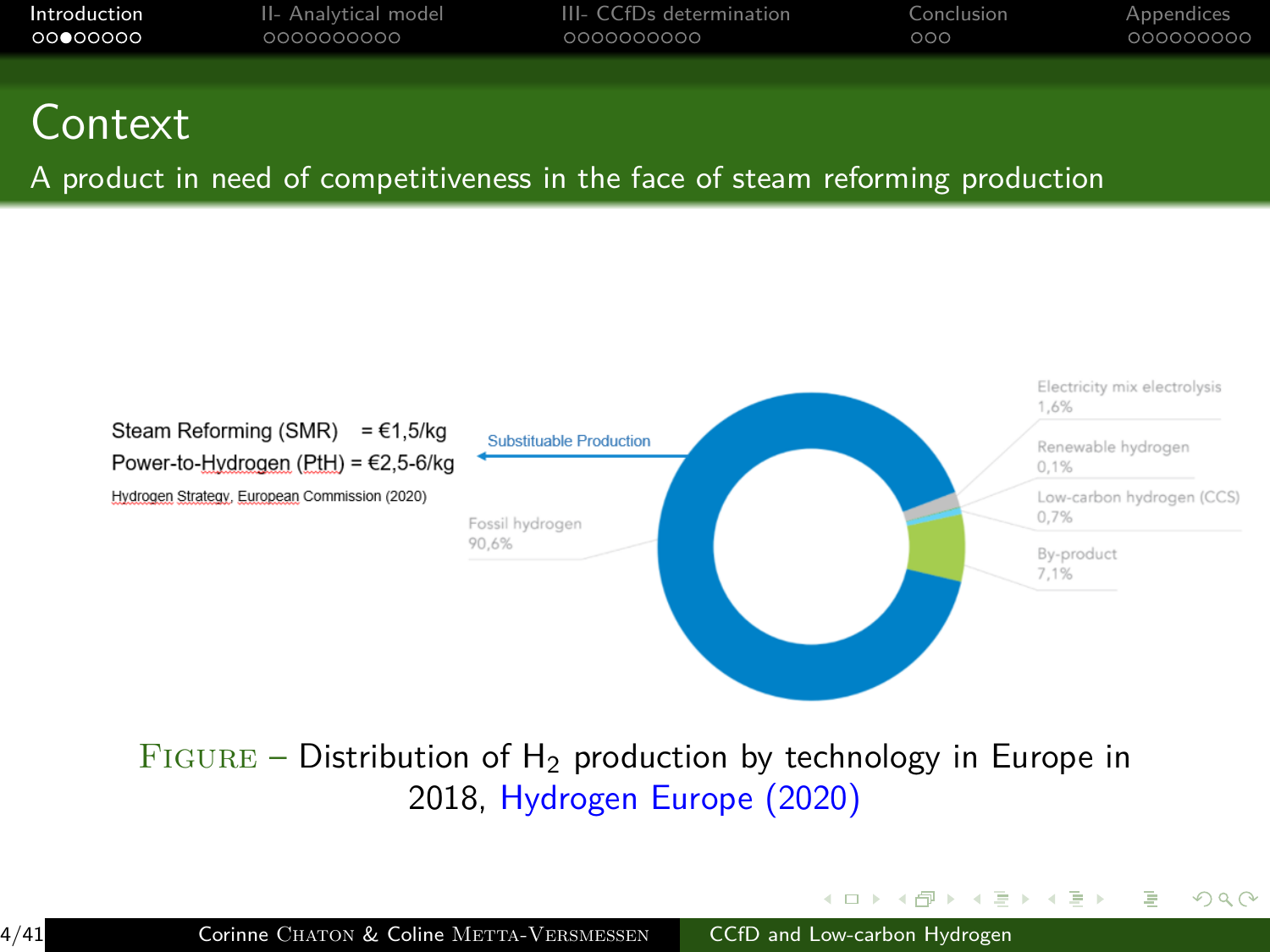# Context

## A product in need of competitiveness in the face of steam reforming production

Steam Reforming (SMR) = €1,5/kg
Power-to-Hydrogen (PtH) = €2,5-6/kg

Hydrogen Strategy, European Commission (2020)

Substituable Production

Fossil hydrogen 90,6%

Electricity mix electrolysis 1,6%

Renewable hydrogen 0,1%

Low-carbon hydrogen (CCS) 0,7%

By-product 7,1%

Figure – Distribution of $H_2$ production by technology in Europe in 2018, Hydrogen Europe (2020)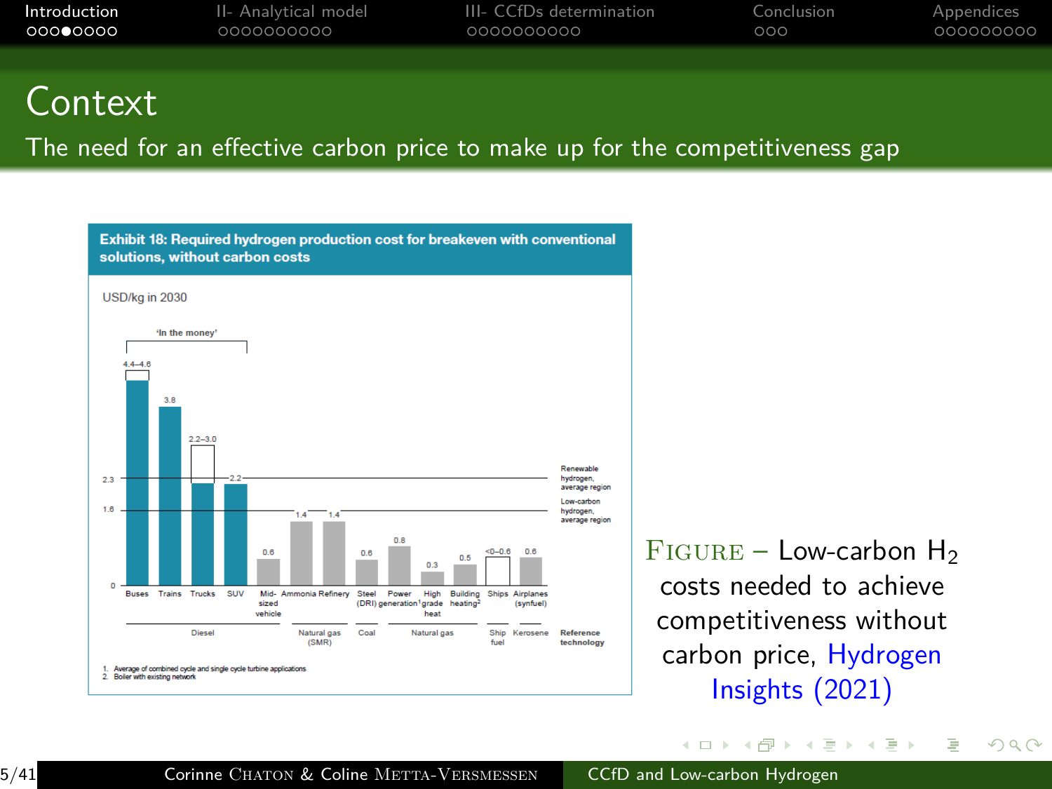# Context

## The need for an effective carbon price to make up for the competitiveness gap

**Exhibit 18: Required hydrogen production cost for breakeven with conventional solutions, without carbon costs**

USD/kg in 2030

| Application | Required cost (USD/kg) | Reference technology |
|---|---|---|
| Buses | 4.4–4.6 | Diesel |
| Trains | 3.8 | Diesel |
| Trucks | 2.2–3.0 | Diesel |
| SUV | 2.2 | Diesel |
| Mid-sized vehicle | 0.6 | Diesel |
| Ammonia | 1.4 | Natural gas (SMR) |
| Refinery | 1.4 | Natural gas (SMR) |
| Steel (DRI) | 0.6 | Coal |
| Power generation[1] | 0.8 | Natural gas |
| High grade heat | 0.3 | Natural gas |
| Building heating[2] | 0.5 | Natural gas |
| Ships | <0–0.6 | Ship fuel |
| Airplanes (synfuel) | 0.6 | Kerosene |

'In the money': Buses, Trains, Trucks, SUV

Renewable hydrogen, average region: 2.3

Low-carbon hydrogen, average region: 1.6

1. Average of combined cycle and single cycle turbine applications
2. Boiler with existing network

FIGURE – Low-carbon $H_2$ costs needed to achieve competitiveness without carbon price, Hydrogen Insights (2021)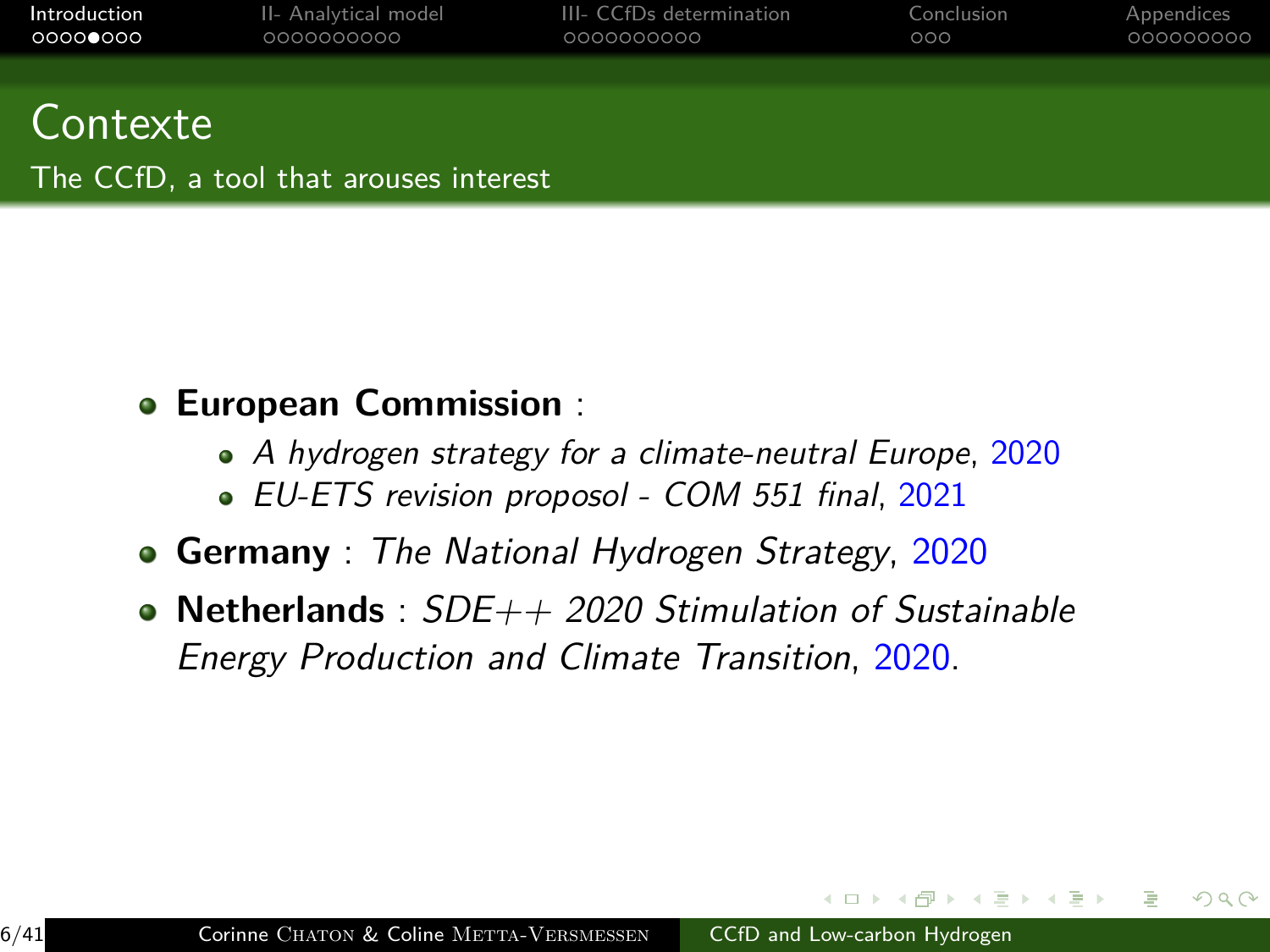# Contexte

## The CCfD, a tool that arouses interest

- **European Commission** :
  - *A hydrogen strategy for a climate-neutral Europe*, 2020
  - *EU-ETS revision proposol - COM 551 final*, 2021
- **Germany** : *The National Hydrogen Strategy*, 2020
- **Netherlands** : *SDE++ 2020 Stimulation of Sustainable Energy Production and Climate Transition*, 2020.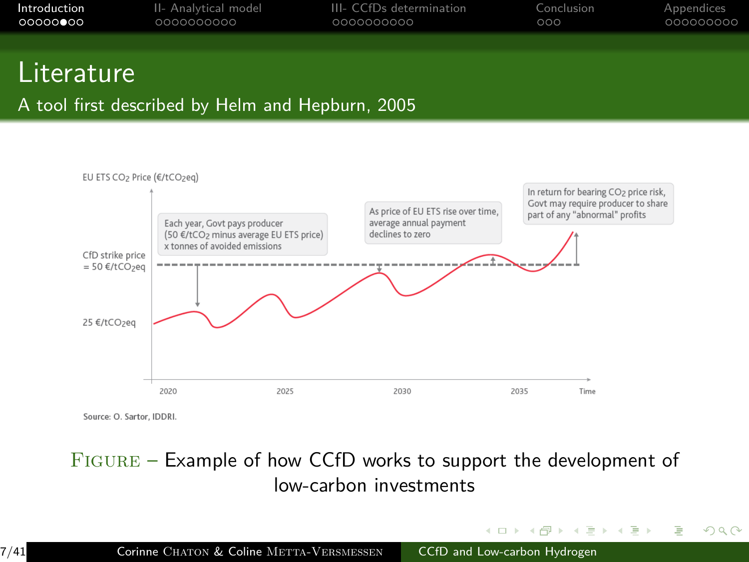# Literature

## A tool first described by Helm and Hepburn, 2005

EU ETS $CO_2$ Price (€/t$CO_2$eq)

CfD strike price = 50 €/t$CO_2$eq

25 €/t$CO_2$eq

Each year, Govt pays producer (50 €/t$CO_2$ minus average EU ETS price) x tonnes of avoided emissions

As price of EU ETS rise over time, average annual payment declines to zero

In return for bearing $CO_2$ price risk, Govt may require producer to share part of any "abnormal" profits

2020 2025 2030 2035 Time

Source: O. Sartor, IDDRI.

Figure – Example of how CCfD works to support the development of low-carbon investments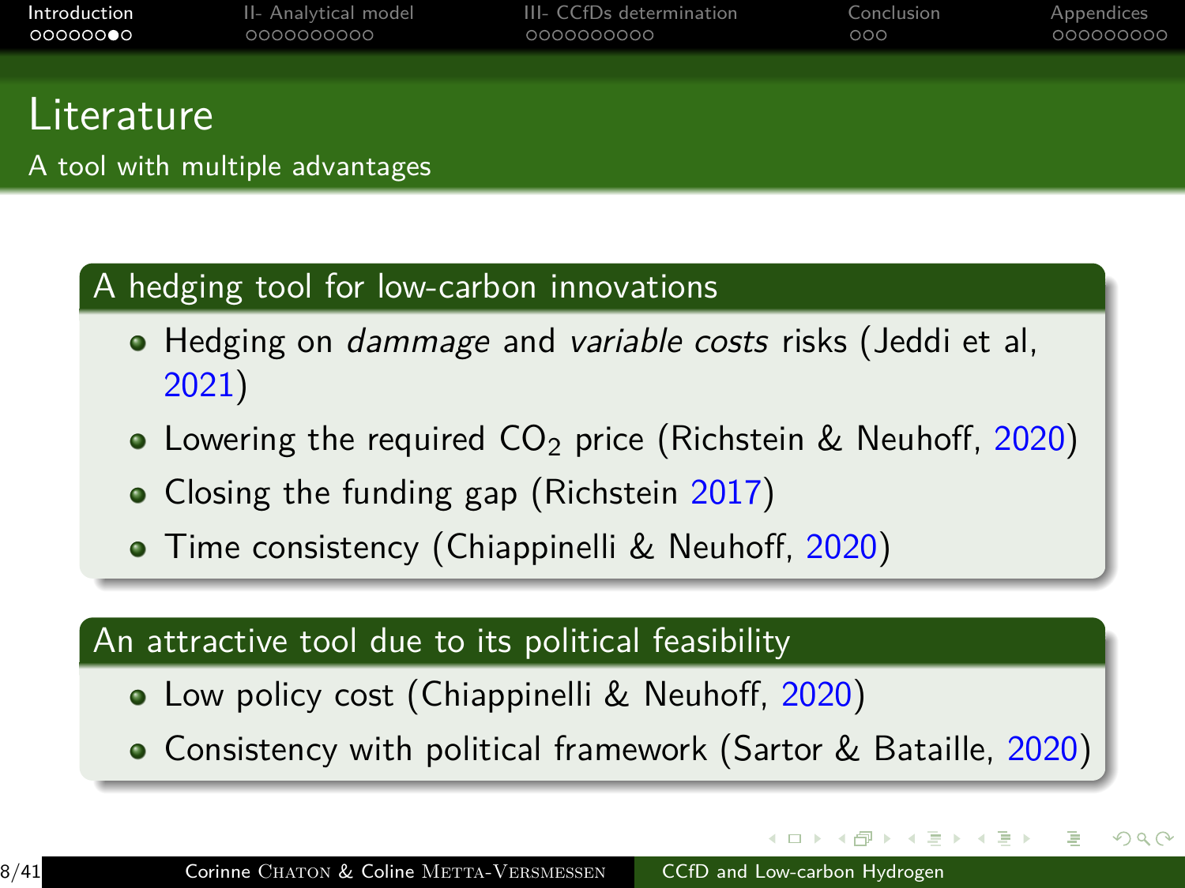# Literature

## A tool with multiple advantages

### A hedging tool for low-carbon innovations

- Hedging on *dammage* and *variable costs* risks (Jeddi et al, 2021)
- Lowering the required $CO_2$ price (Richstein & Neuhoff, 2020)
- Closing the funding gap (Richstein 2017)
- Time consistency (Chiappinelli & Neuhoff, 2020)

### An attractive tool due to its political feasibility

- Low policy cost (Chiappinelli & Neuhoff, 2020)
- Consistency with political framework (Sartor & Bataille, 2020)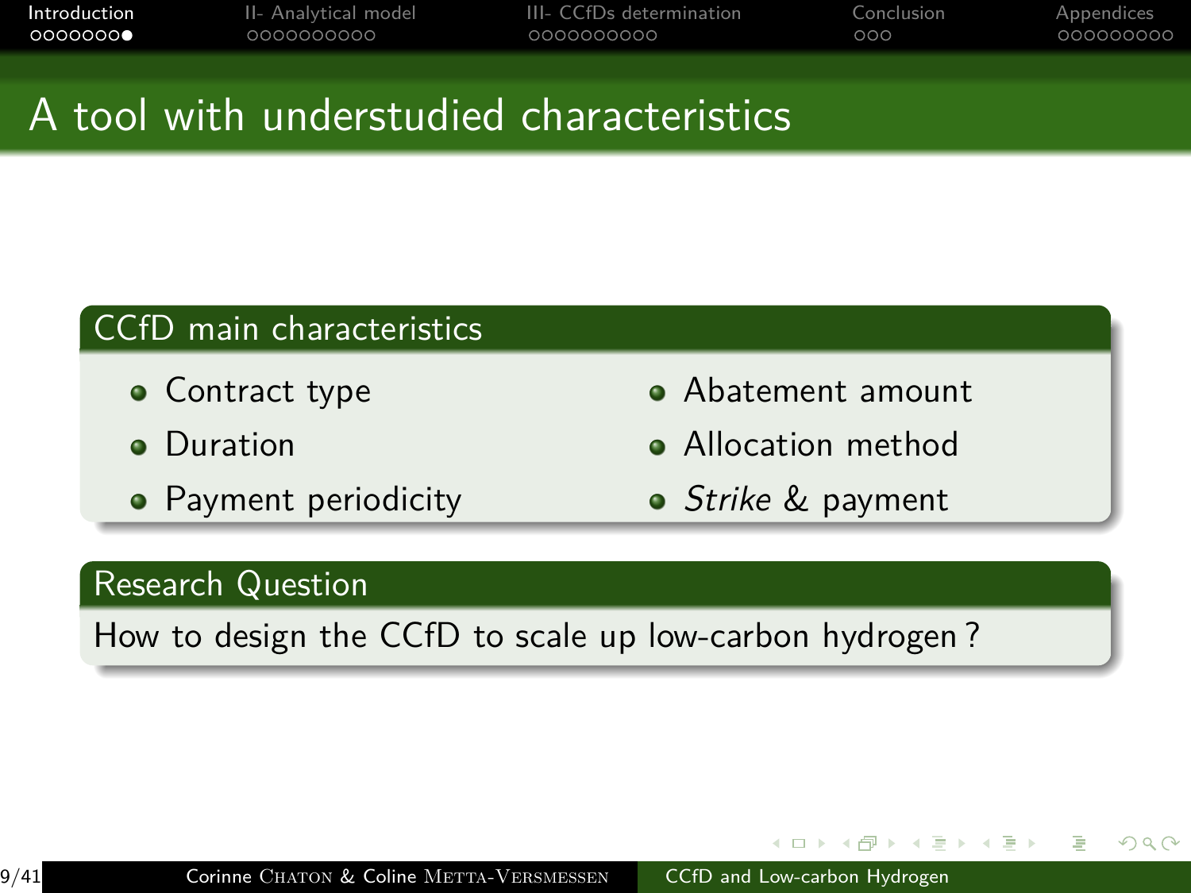# A tool with understudied characteristics

## CCfD main characteristics

- Contract type
- Duration
- Payment periodicity
- Abatement amount
- Allocation method
- *Strike* & payment

## Research Question

How to design the CCfD to scale up low-carbon hydrogen ?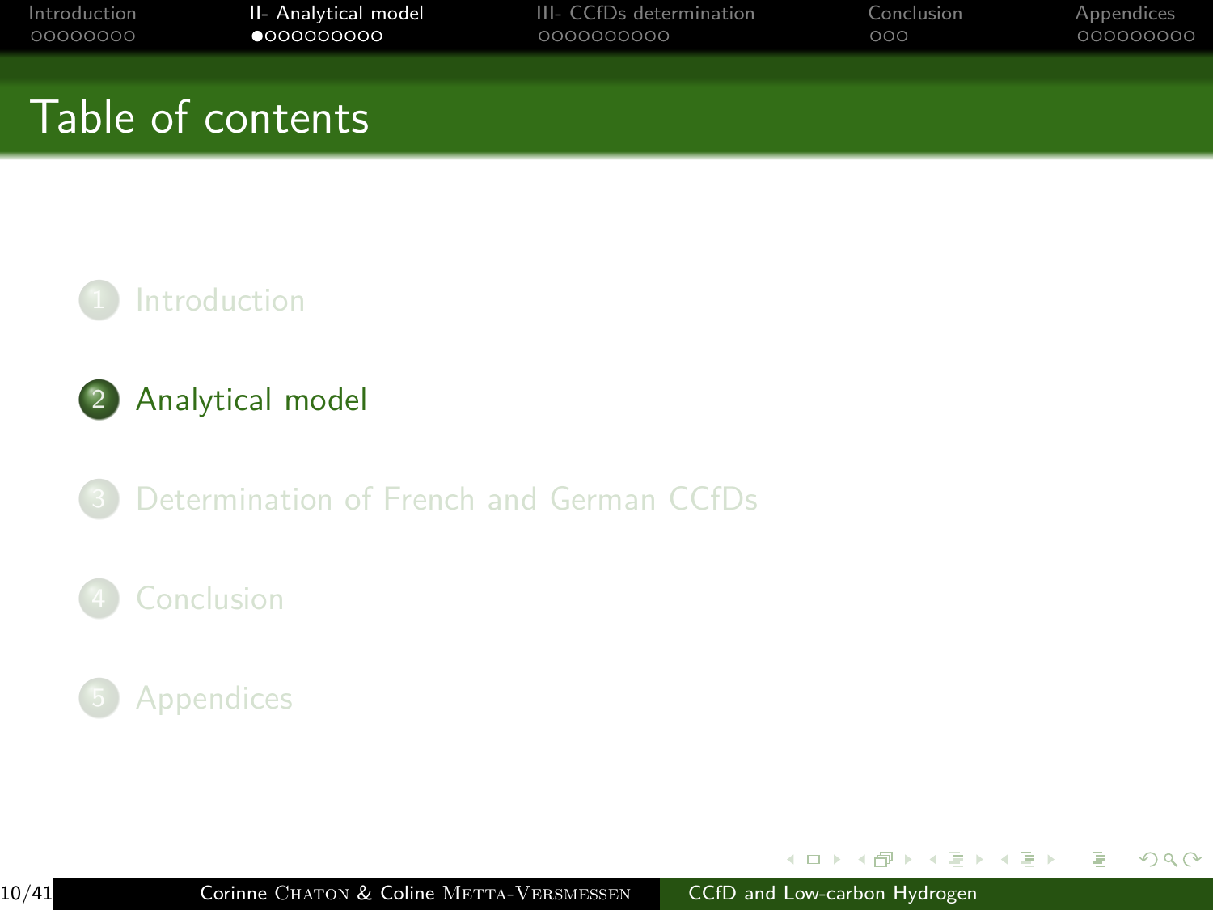# Table of contents

1. Introduction
2. Analytical model
3. Determination of French and German CCfDs
4. Conclusion
5. Appendices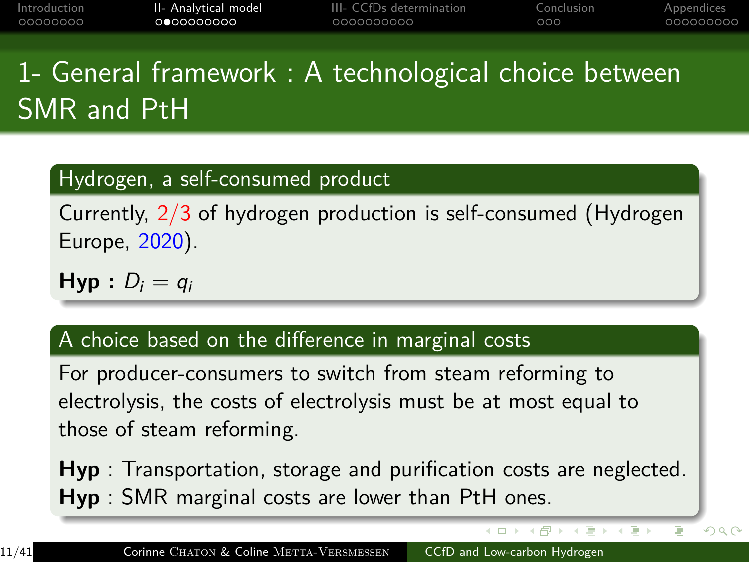# 1- General framework : A technological choice between SMR and PtH

## Hydrogen, a self-consumed product

Currently, 2/3 of hydrogen production is self-consumed (Hydrogen Europe, 2020).

**Hyp :** $D_i = q_i$

## A choice based on the difference in marginal costs

For producer-consumers to switch from steam reforming to electrolysis, the costs of electrolysis must be at most equal to those of steam reforming.

**Hyp** : Transportation, storage and purification costs are neglected.
**Hyp** : SMR marginal costs are lower than PtH ones.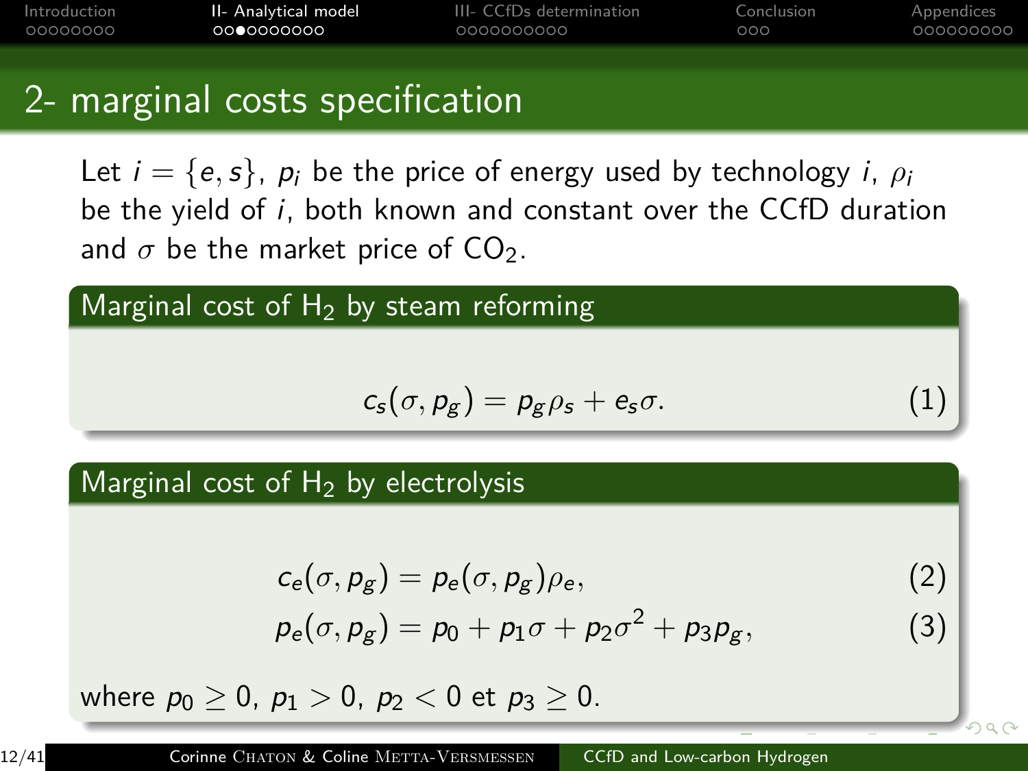## 2- marginal costs specification

Let $i = \{e, s\}$, $p_i$ be the price of energy used by technology $i$, $\rho_i$ be the yield of $i$, both known and constant over the CCfD duration and $\sigma$ be the market price of $CO_2$.

### Marginal cost of $H_2$ by steam reforming

$$c_s(\sigma, p_g) = p_g \rho_s + e_s \sigma. \tag{1}$$

### Marginal cost of $H_2$ by electrolysis

$$c_e(\sigma, p_g) = p_e(\sigma, p_g)\rho_e, \tag{2}$$

$$p_e(\sigma, p_g) = p_0 + p_1 \sigma + p_2 \sigma^2 + p_3 p_g, \tag{3}$$

where $p_0 \geq 0$, $p_1 > 0$, $p_2 < 0$ et $p_3 \geq 0$.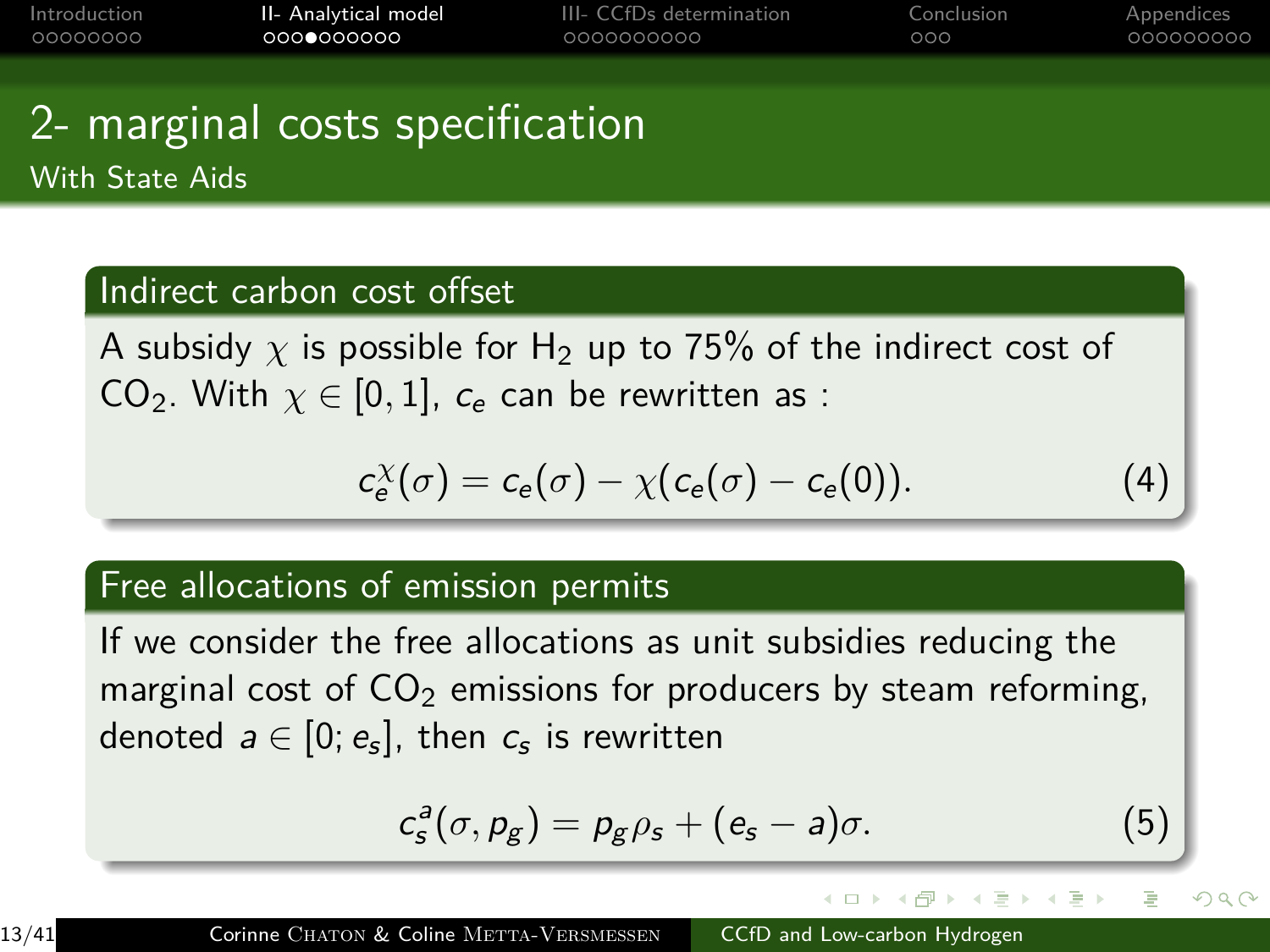# 2- marginal costs specification

## With State Aids

### Indirect carbon cost offset

A subsidy $\chi$ is possible for $H_2$ up to 75% of the indirect cost of $CO_2$. With $\chi \in [0, 1]$, $c_e$ can be rewritten as :

$$c_e^{\chi}(\sigma) = c_e(\sigma) - \chi(c_e(\sigma) - c_e(0)). \tag{4}$$

### Free allocations of emission permits

If we consider the free allocations as unit subsidies reducing the marginal cost of $CO_2$ emissions for producers by steam reforming, denoted $a \in [0; e_s]$, then $c_s$ is rewritten

$$c_s^a(\sigma, p_g) = p_g \rho_s + (e_s - a)\sigma. \tag{5}$$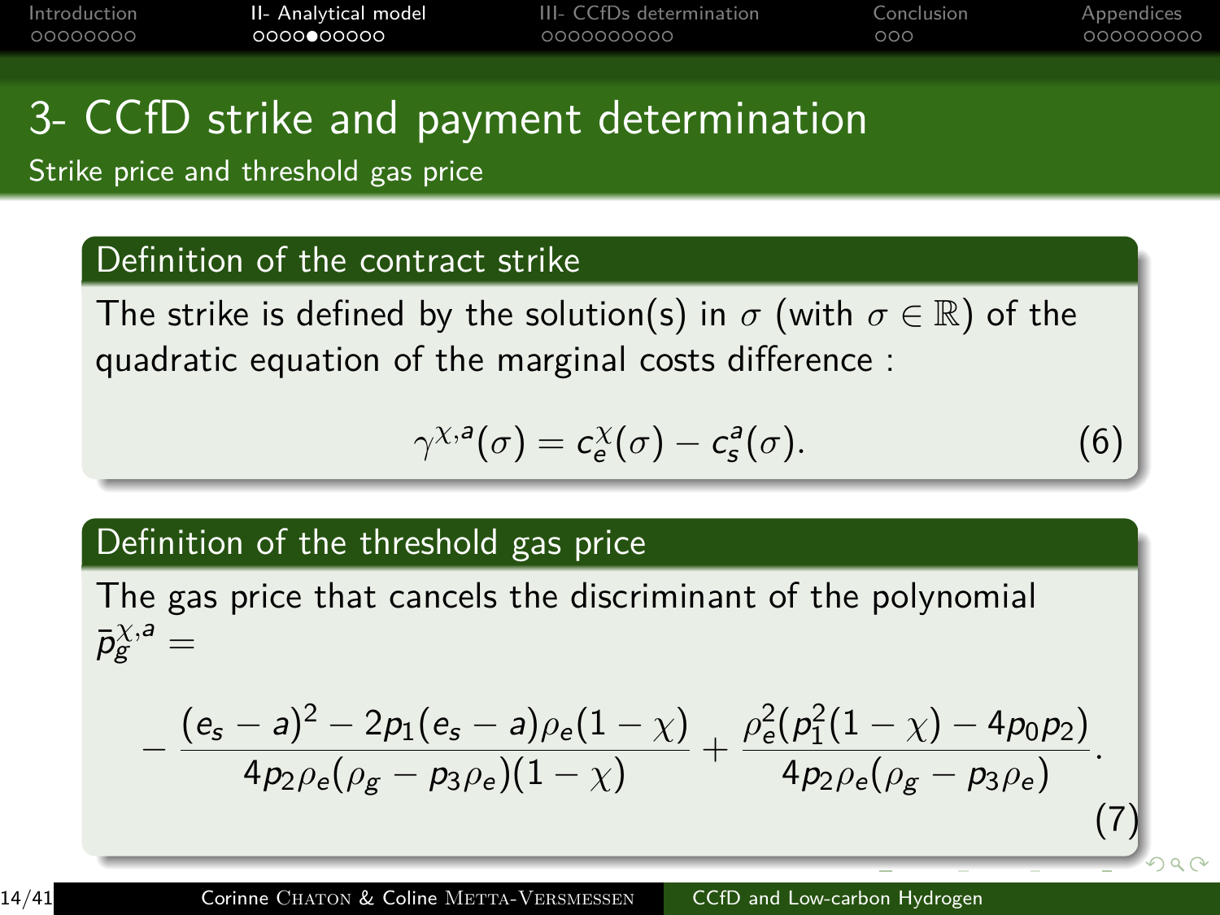# 3- CCfD strike and payment determination

## Strike price and threshold gas price

### Definition of the contract strike

The strike is defined by the solution(s) in $\sigma$ (with $\sigma \in \mathbb{R}$) of the quadratic equation of the marginal costs difference :

$$\gamma^{\chi,a}(\sigma) = c_e^{\chi}(\sigma) - c_s^{a}(\sigma). \tag{6}$$

### Definition of the threshold gas price

The gas price that cancels the discriminant of the polynomial $\bar{p}_g^{\chi,a} =$

$$-\frac{(e_s - a)^2 - 2p_1(e_s - a)\rho_e(1-\chi)}{4p_2\rho_e(\rho_g - p_3\rho_e)(1-\chi)} + \frac{\rho_e^2(p_1^2(1-\chi) - 4p_0p_2)}{4p_2\rho_e(\rho_g - p_3\rho_e)}. \tag{7}$$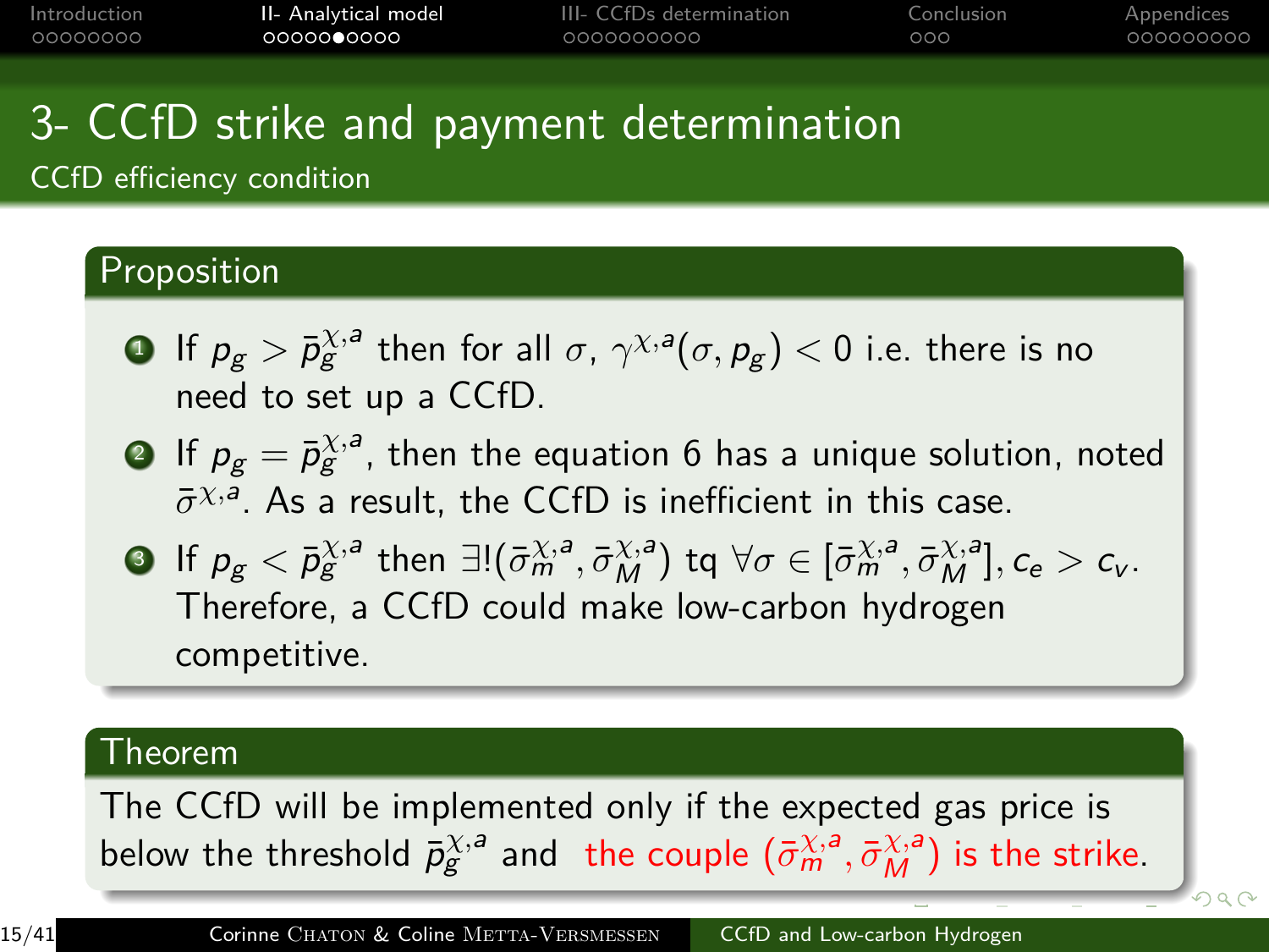# 3- CCfD strike and payment determination

## CCfD efficiency condition

### Proposition

1. If $p_g > \bar{p}_g^{\chi,a}$ then for all $\sigma$, $\gamma^{\chi,a}(\sigma, p_g) < 0$ i.e. there is no need to set up a CCfD.
2. If $p_g = \bar{p}_g^{\chi,a}$, then the equation 6 has a unique solution, noted $\bar{\sigma}^{\chi,a}$. As a result, the CCfD is inefficient in this case.
3. If $p_g < \bar{p}_g^{\chi,a}$ then $\exists!(\bar{\sigma}_m^{\chi,a}, \bar{\sigma}_M^{\chi,a})$ tq $\forall \sigma \in [\bar{\sigma}_m^{\chi,a}, \bar{\sigma}_M^{\chi,a}], c_e > c_v$. Therefore, a CCfD could make low-carbon hydrogen competitive.

### Theorem

The CCfD will be implemented only if the expected gas price is below the threshold $\bar{p}_g^{\chi,a}$ and the couple $(\bar{\sigma}_m^{\chi,a}, \bar{\sigma}_M^{\chi,a})$ is the strike.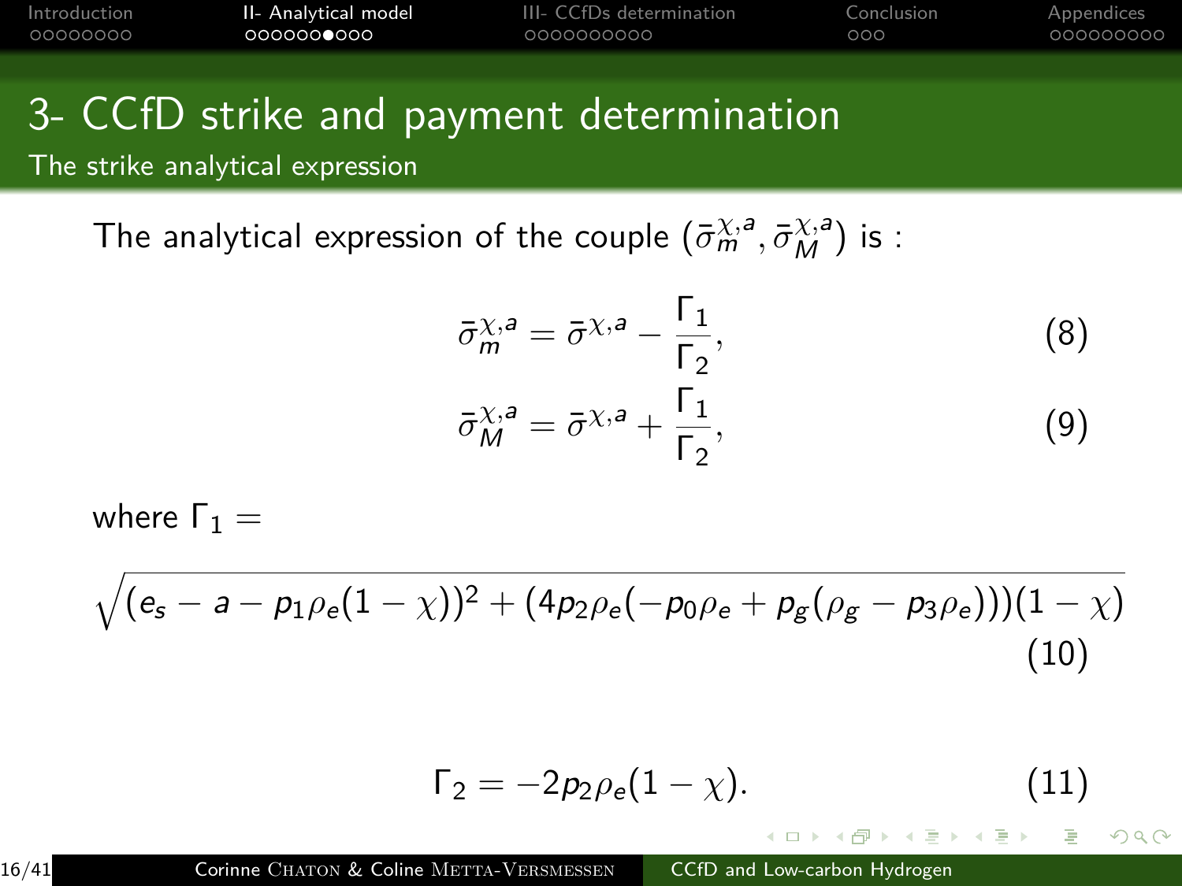# 3- CCfD strike and payment determination

## The strike analytical expression

The analytical expression of the couple $(\bar{\sigma}_m^{\chi,a}, \bar{\sigma}_M^{\chi,a})$ is :

$$\bar{\sigma}_m^{\chi,a} = \bar{\sigma}^{\chi,a} - \frac{\Gamma_1}{\Gamma_2}, \tag{8}$$

$$\bar{\sigma}_M^{\chi,a} = \bar{\sigma}^{\chi,a} + \frac{\Gamma_1}{\Gamma_2}, \tag{9}$$

where $\Gamma_1 =$

$$\sqrt{(e_s - a - p_1\rho_e(1-\chi))^2 + (4p_2\rho_e(-p_0\rho_e + p_g(\rho_g - p_3\rho_e)))(1-\chi)} \tag{10}$$

$$\Gamma_2 = -2p_2\rho_e(1-\chi). \tag{11}$$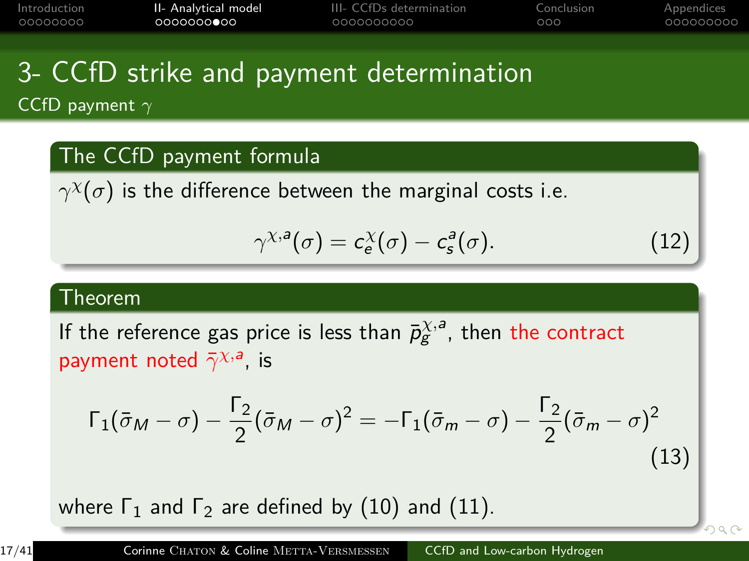# 3- CCfD strike and payment determination

## CCfD payment $\gamma$

### The CCfD payment formula

$\gamma^{\chi}(\sigma)$ is the difference between the marginal costs i.e.

$$\gamma^{\chi,a}(\sigma) = c_e^{\chi}(\sigma) - c_s^{a}(\sigma). \tag{12}$$

### Theorem

If the reference gas price is less than $\bar{p}_g^{\chi,a}$, then the contract payment noted $\bar{\gamma}^{\chi,a}$, is

$$\Gamma_1(\bar{\sigma}_M - \sigma) - \frac{\Gamma_2}{2}(\bar{\sigma}_M - \sigma)^2 = -\Gamma_1(\bar{\sigma}_m - \sigma) - \frac{\Gamma_2}{2}(\bar{\sigma}_m - \sigma)^2 \tag{13}$$

where $\Gamma_1$ and $\Gamma_2$ are defined by (10) and (11).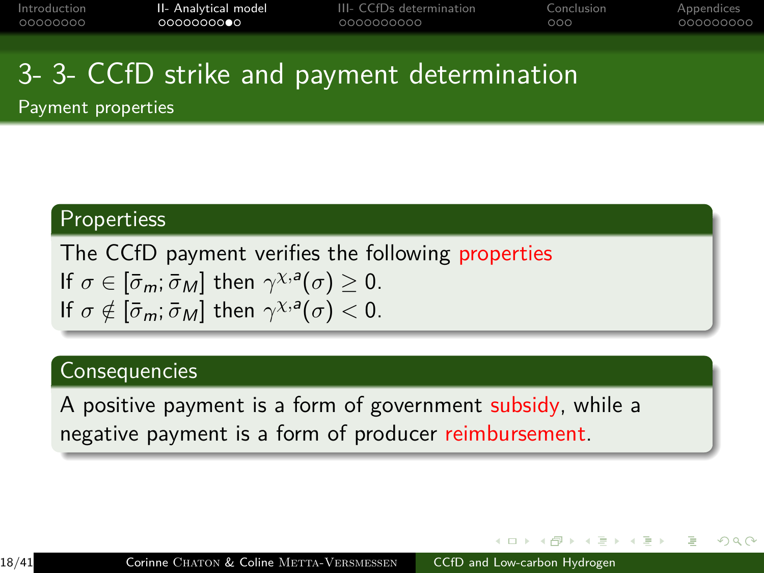# 3- 3- CCfD strike and payment determination

## Payment properties

### Propertiess

The CCfD payment verifies the following properties
If $\sigma \in [\bar{\sigma}_m; \bar{\sigma}_M]$ then $\gamma^{\chi,a}(\sigma) \geq 0$.
If $\sigma \notin [\bar{\sigma}_m; \bar{\sigma}_M]$ then $\gamma^{\chi,a}(\sigma) < 0$.

### Consequencies

A positive payment is a form of government subsidy, while a negative payment is a form of producer reimbursement.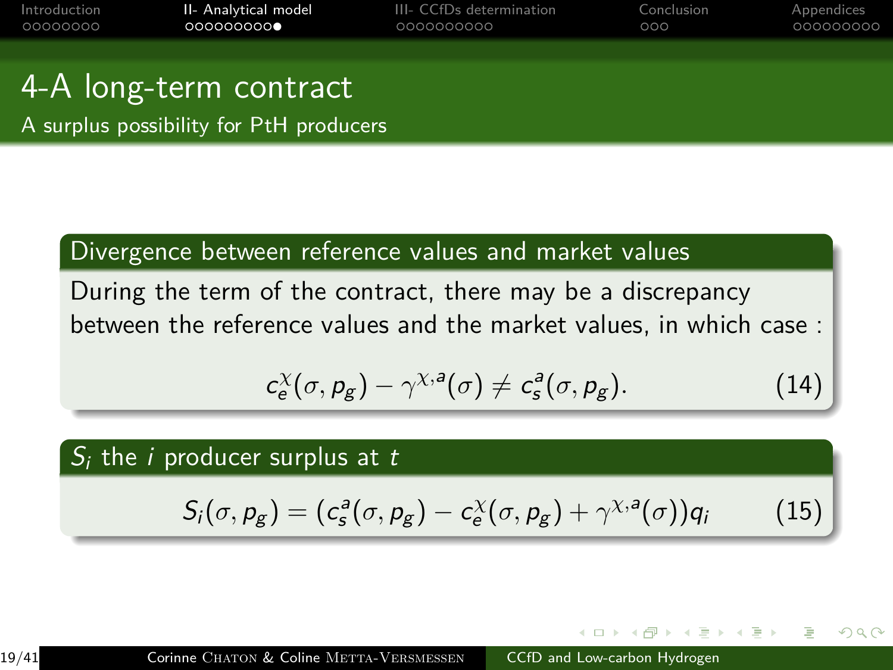# 4-A long-term contract

## A surplus possibility for PtH producers

### Divergence between reference values and market values

During the term of the contract, there may be a discrepancy between the reference values and the market values, in which case :

$$c_e^{\chi}(\sigma, p_g) - \gamma^{\chi,a}(\sigma) \neq c_s^{a}(\sigma, p_g). \tag{14}$$

### $S_i$ the $i$ producer surplus at $t$

$$S_i(\sigma, p_g) = (c_s^{a}(\sigma, p_g) - c_e^{\chi}(\sigma, p_g) + \gamma^{\chi,a}(\sigma))q_i \tag{15}$$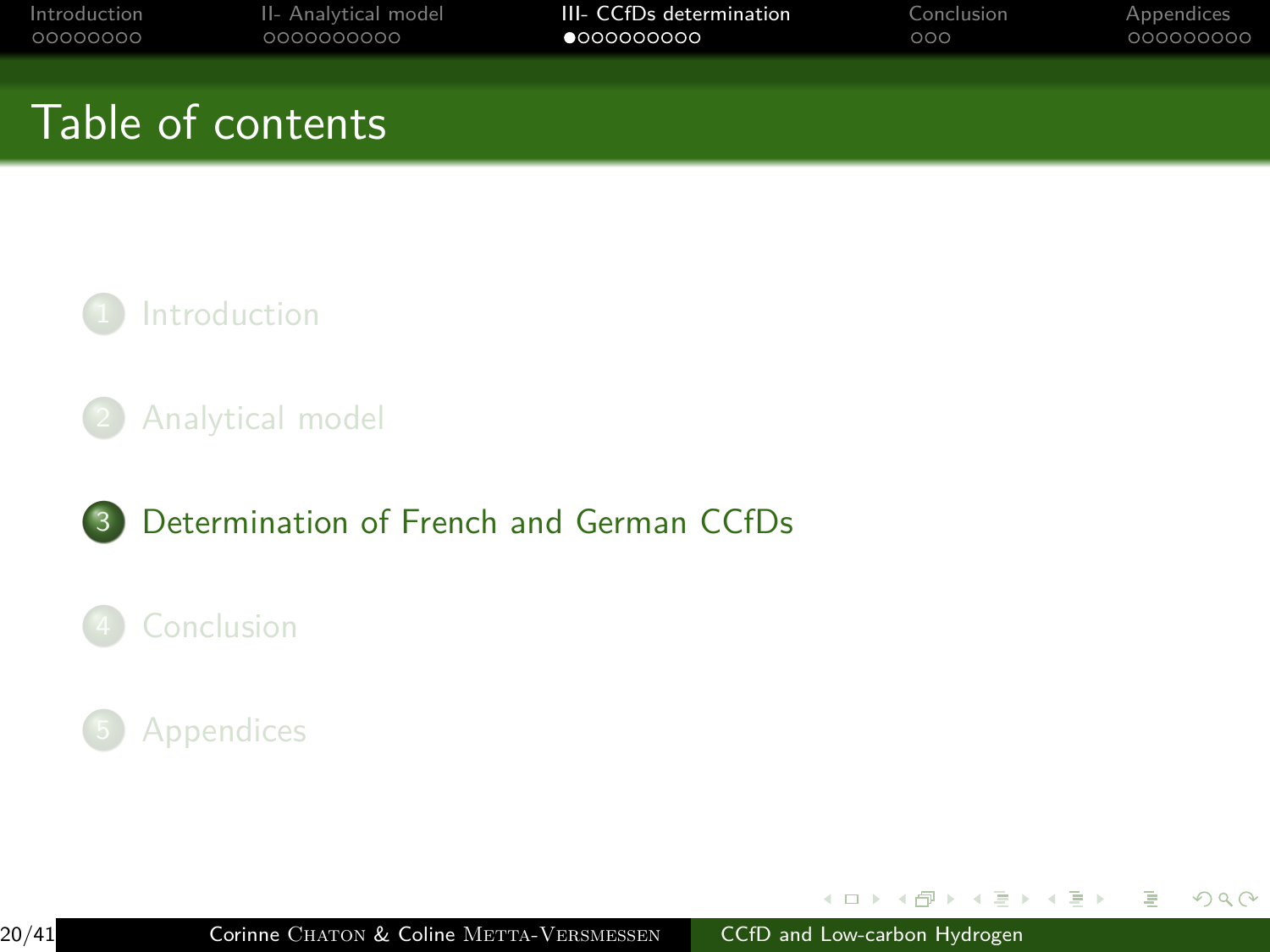# Table of contents

1. Introduction
2. Analytical model
3. Determination of French and German CCfDs
4. Conclusion
5. Appendices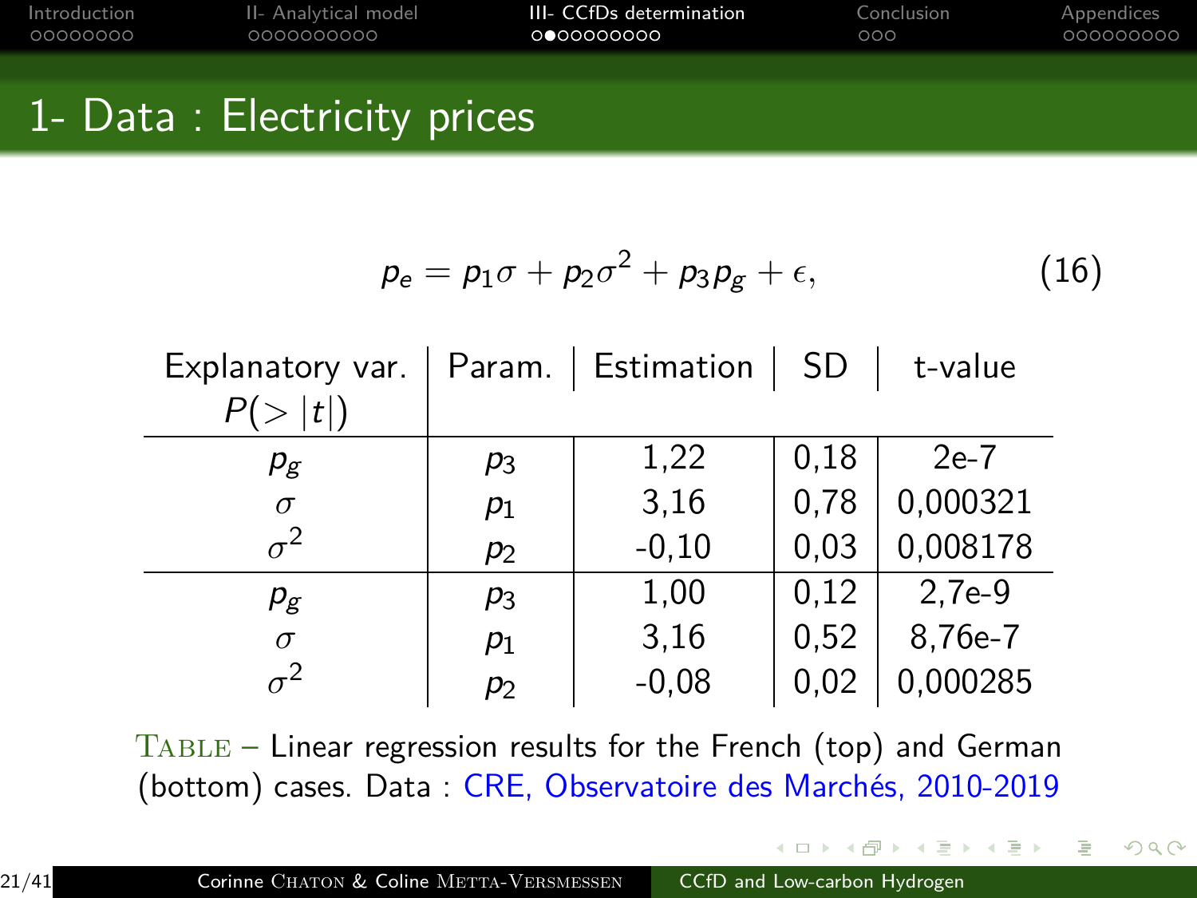# 1- Data : Electricity prices

$$p_e = p_1\sigma + p_2\sigma^2 + p_3 p_g + \epsilon, \quad (16)$$

| Explanatory var. $P(>\|t\|)$ | Param. | Estimation | SD | t-value |
|---|---|---|---|---|
| $p_g$ | $p_3$ | 1,22 | 0,18 | 2e-7 |
| $\sigma$ | $p_1$ | 3,16 | 0,78 | 0,000321 |
| $\sigma^2$ | $p_2$ | -0,10 | 0,03 | 0,008178 |
| $p_g$ | $p_3$ | 1,00 | 0,12 | 2,7e-9 |
| $\sigma$ | $p_1$ | 3,16 | 0,52 | 8,76e-7 |
| $\sigma^2$ | $p_2$ | -0,08 | 0,02 | 0,000285 |

TABLE – Linear regression results for the French (top) and German (bottom) cases. Data : CRE, Observatoire des Marchés, 2010-2019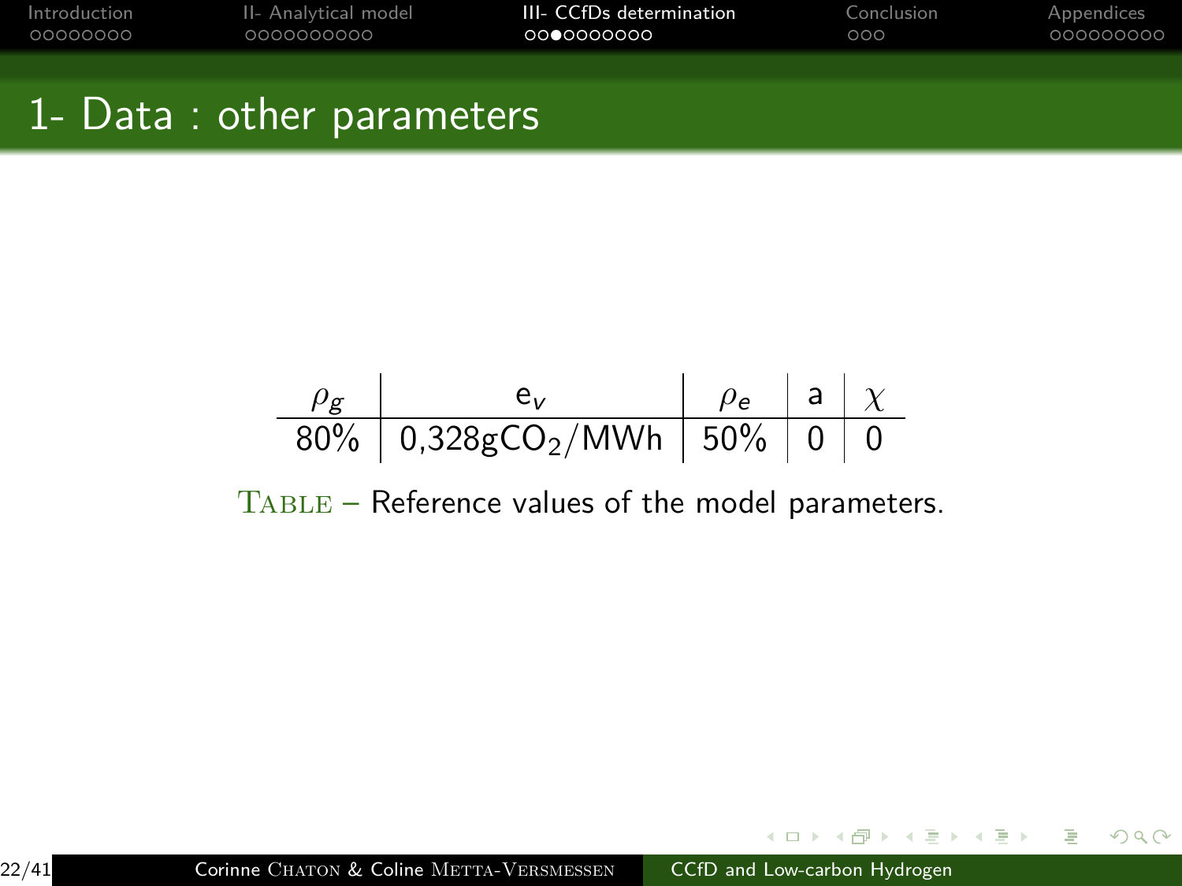## 1- Data : other parameters

| $\rho_g$ | $e_v$ | $\rho_e$ | a | $\chi$ |
|---|---|---|---|---|
| 80% | 0,328g$CO_2$/MWh | 50% | 0 | 0 |

Table – Reference values of the model parameters.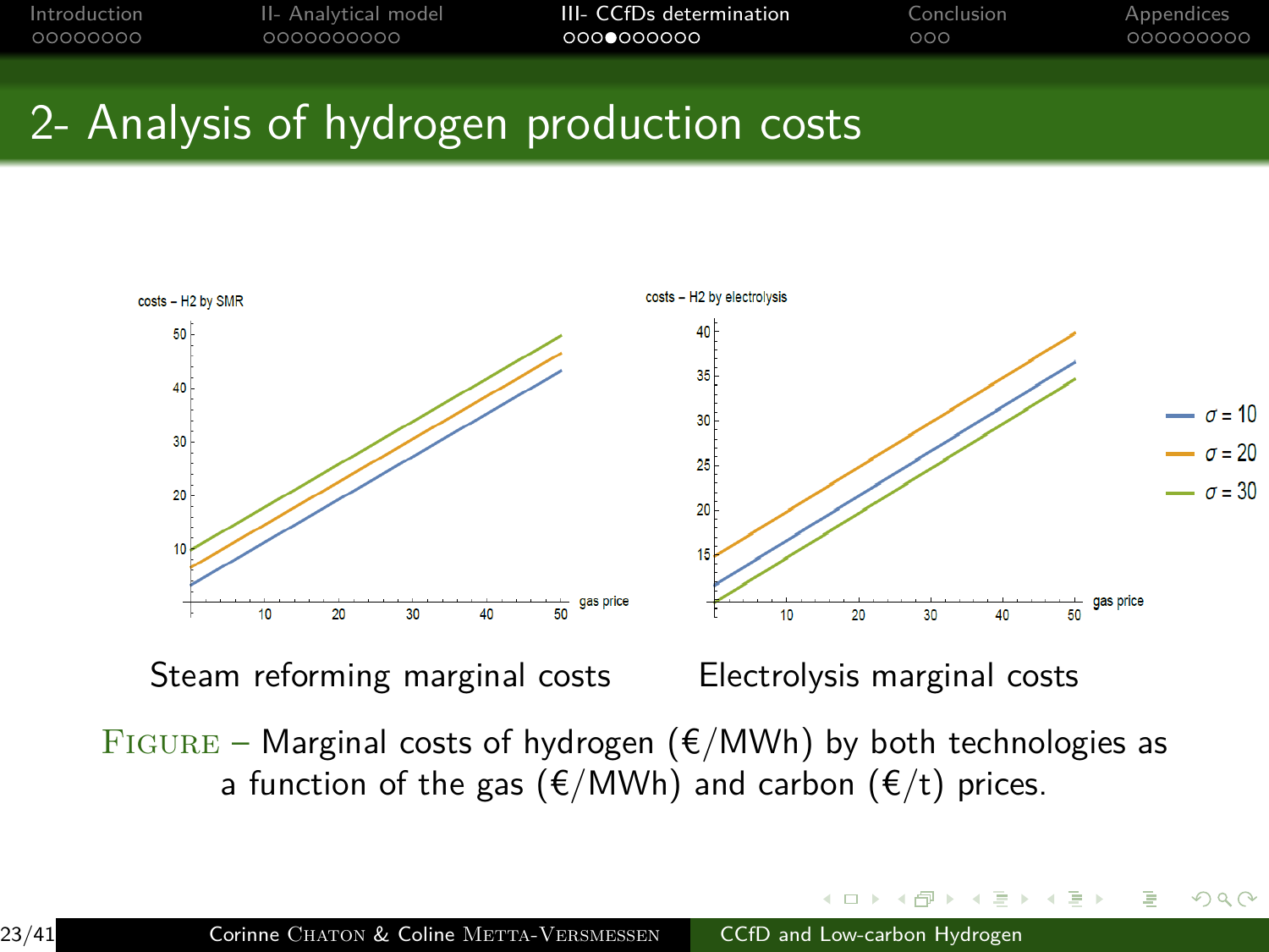# 2- Analysis of hydrogen production costs

Steam reforming marginal costs

Electrolysis marginal costs

FIGURE – Marginal costs of hydrogen (€/MWh) by both technologies as a function of the gas (€/MWh) and carbon (€/t) prices.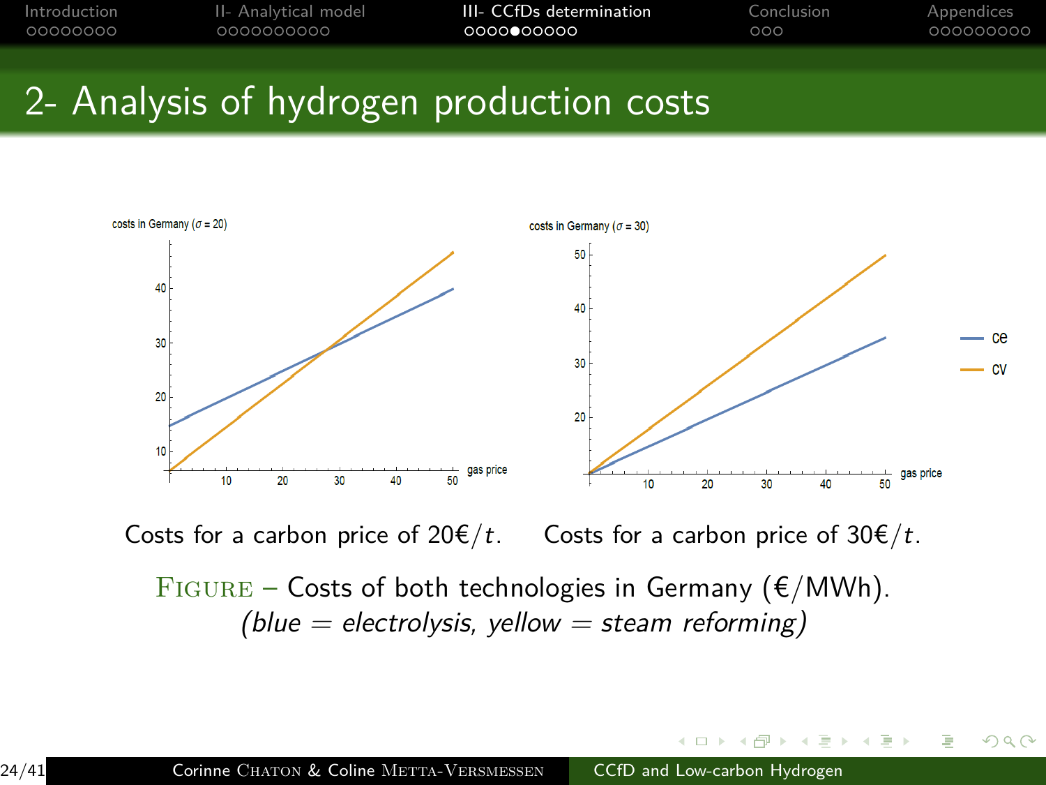## 2- Analysis of hydrogen production costs

Costs for a carbon price of 20€/$t$. Costs for a carbon price of 30€/$t$.

FIGURE – Costs of both technologies in Germany (€/MWh).
*(blue = electrolysis, yellow = steam reforming)*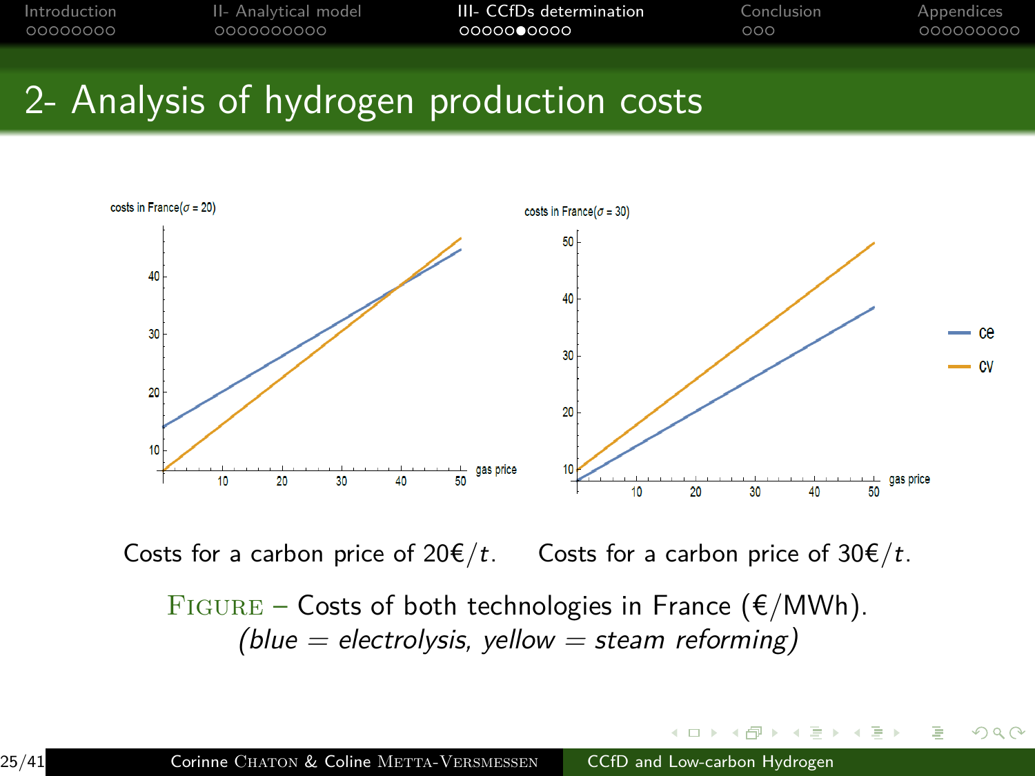## 2- Analysis of hydrogen production costs

Costs for a carbon price of 20€/$t$. Costs for a carbon price of 30€/$t$.

FIGURE – Costs of both technologies in France (€/MWh).
*(blue = electrolysis, yellow = steam reforming)*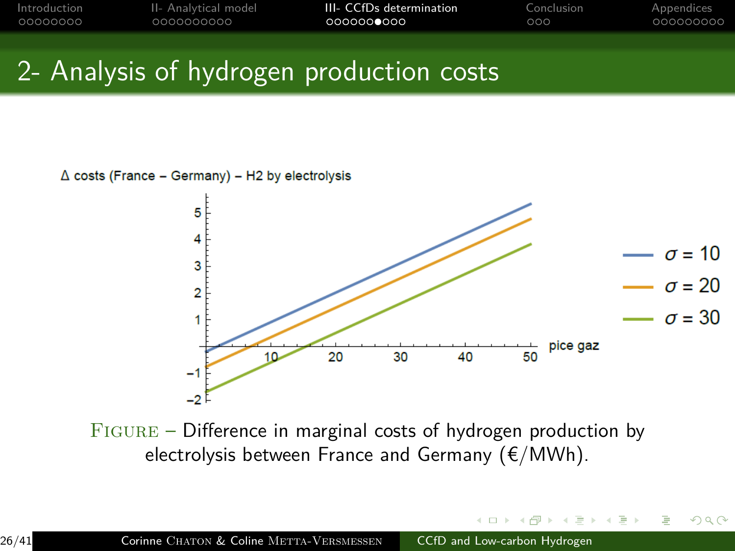## 2- Analysis of hydrogen production costs

Δ costs (France – Germany) – H2 by electrolysis

FIGURE – Difference in marginal costs of hydrogen production by electrolysis between France and Germany (€/MWh).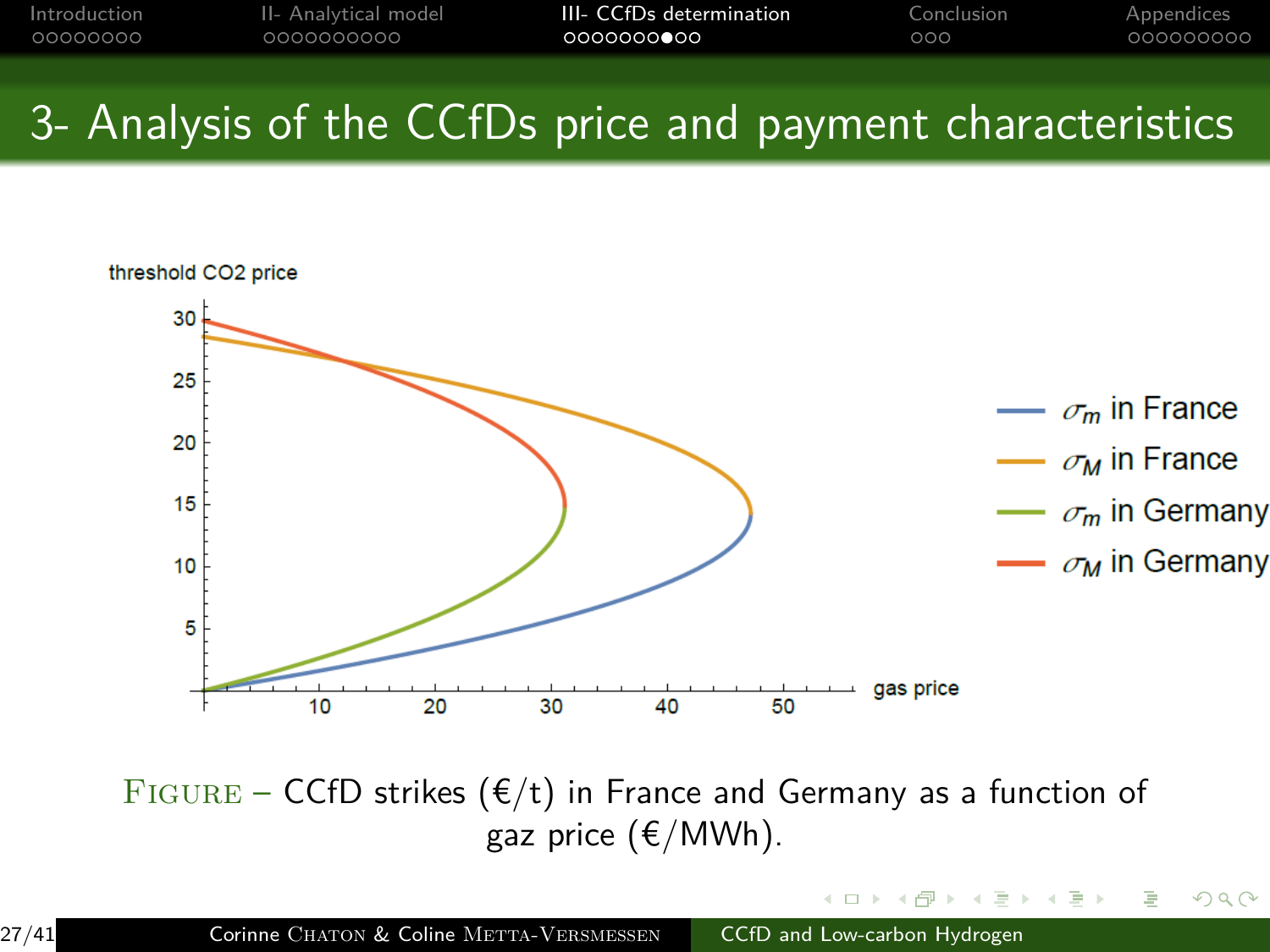# 3- Analysis of the CCfDs price and payment characteristics

threshold CO2 price

gas price

$\sigma_m$ in France

$\sigma_M$ in France

$\sigma_m$ in Germany

$\sigma_M$ in Germany

FIGURE – CCfD strikes (€/t) in France and Germany as a function of gaz price (€/MWh).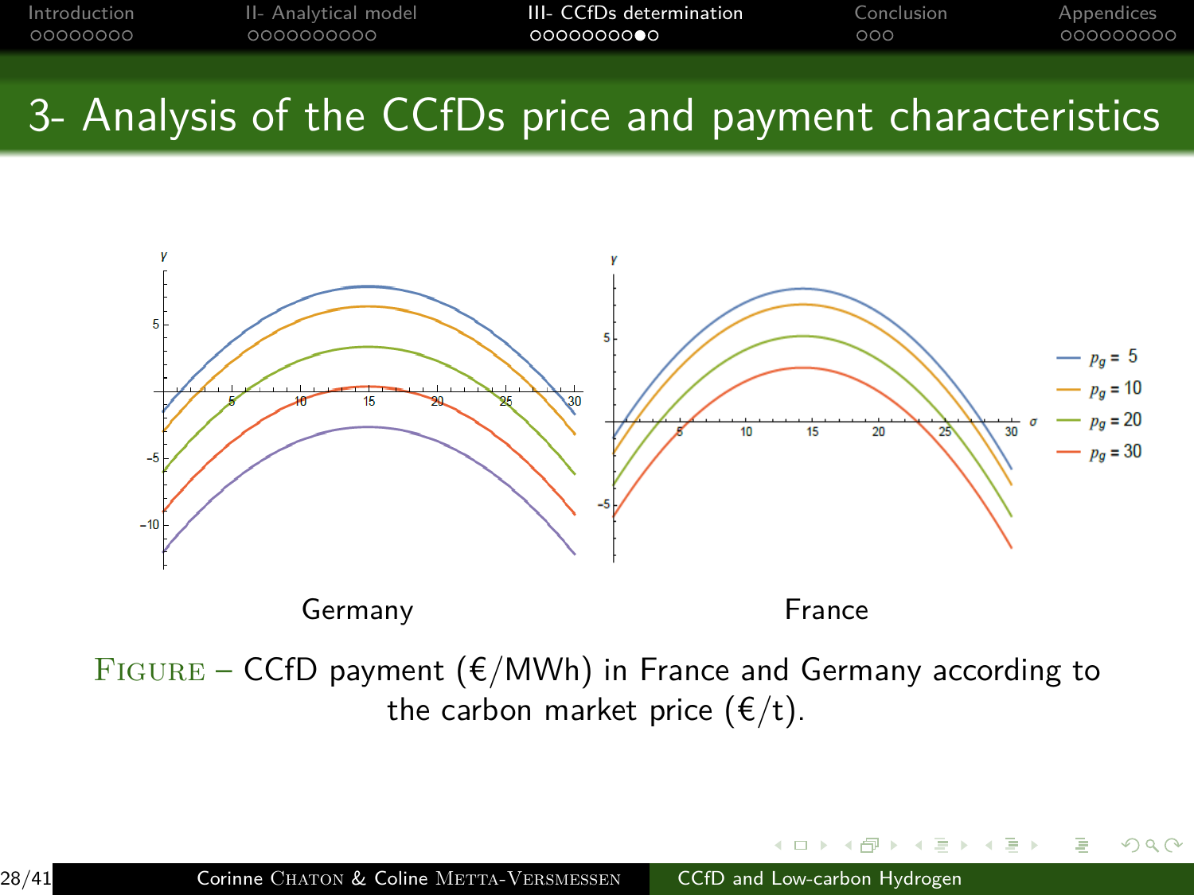# 3- Analysis of the CCfDs price and payment characteristics

Germany

France

FIGURE – CCfD payment (€/MWh) in France and Germany according to the carbon market price (€/t).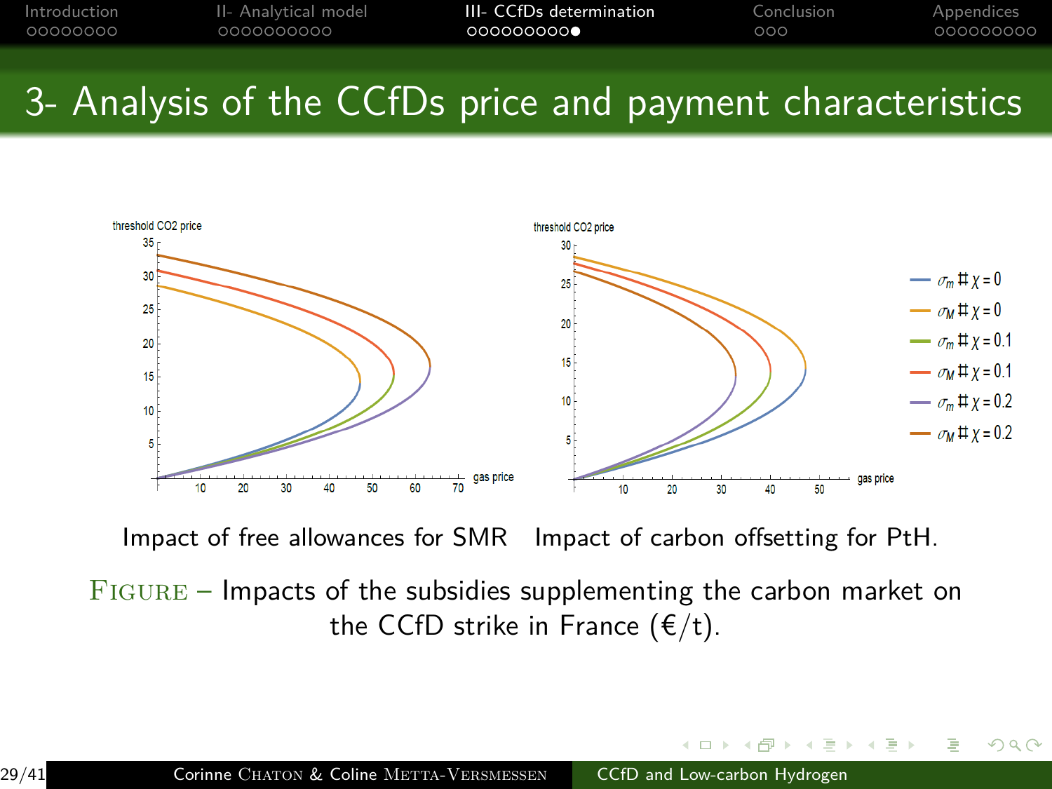# 3- Analysis of the CCfDs price and payment characteristics

Impact of free allowances for SMR    Impact of carbon offsetting for PtH.

FIGURE – Impacts of the subsidies supplementing the carbon market on the CCfD strike in France (€/t).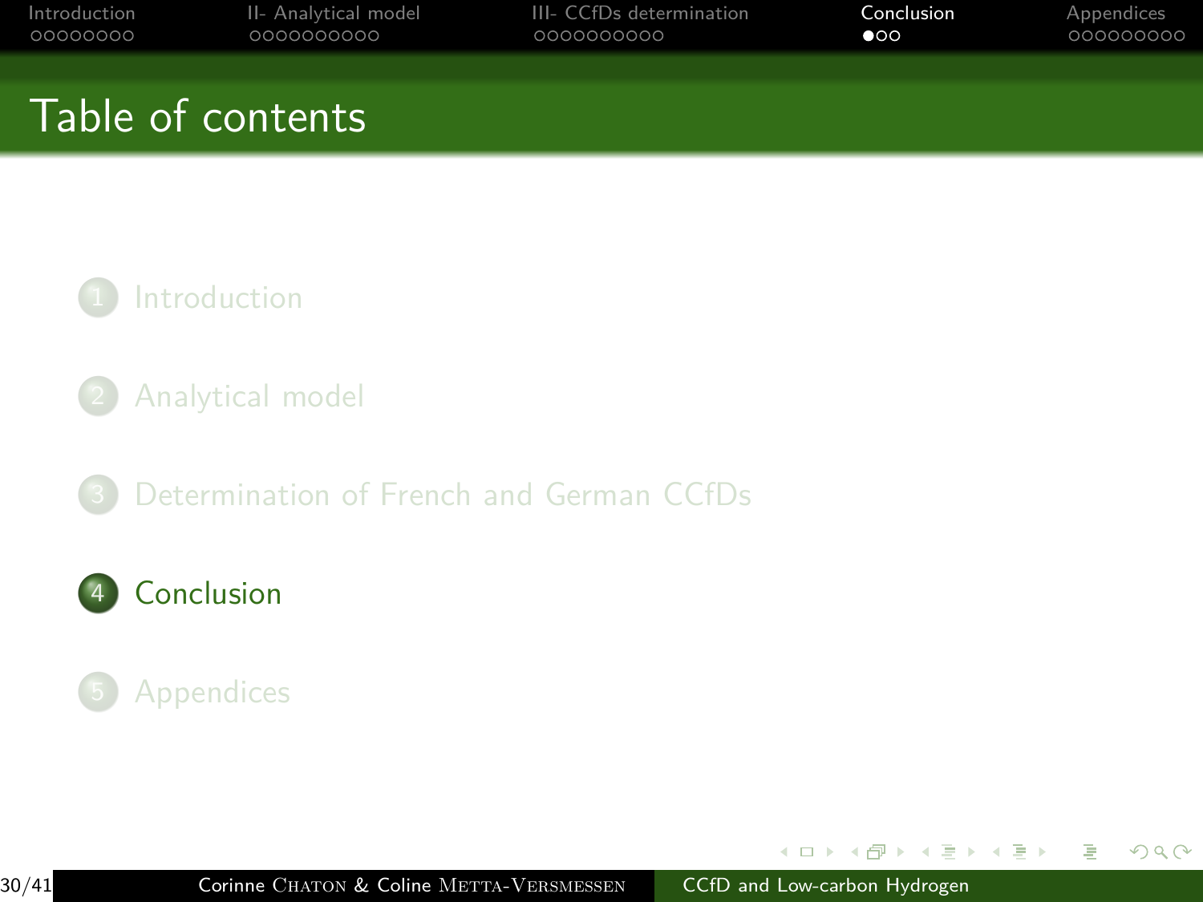# Table of contents

1. Introduction
2. Analytical model
3. Determination of French and German CCfDs
4. Conclusion
5. Appendices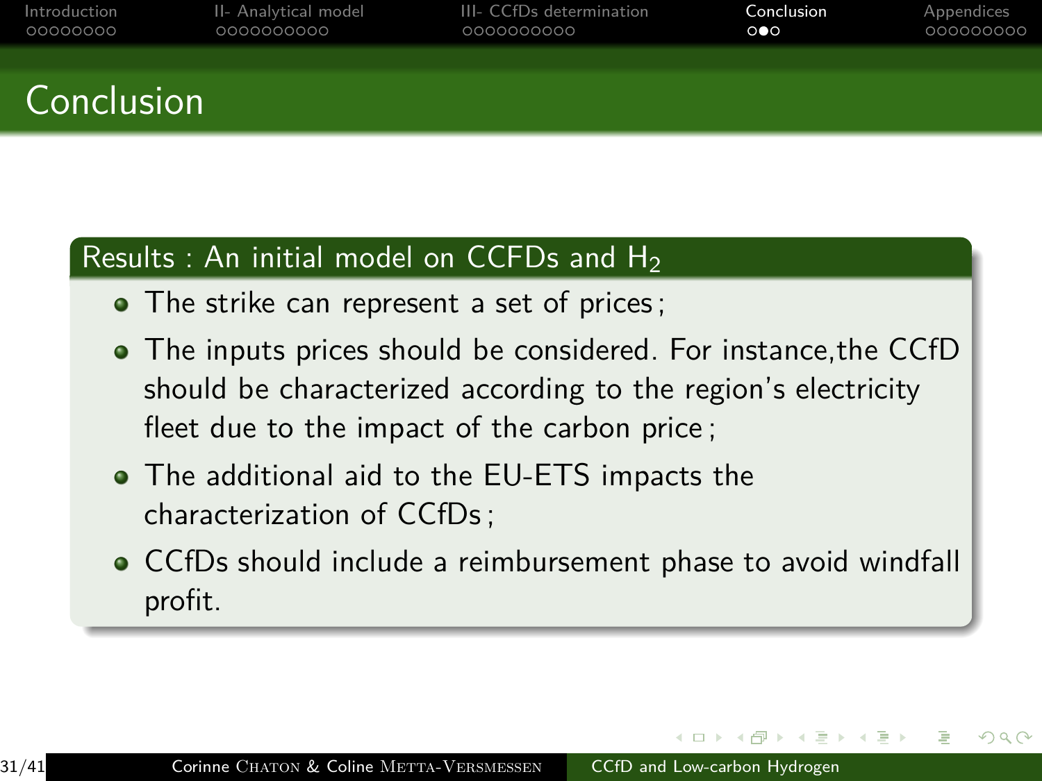# Conclusion

## Results : An initial model on CCFDs and $H_2$

- The strike can represent a set of prices ;
- The inputs prices should be considered. For instance,the CCfD should be characterized according to the region's electricity fleet due to the impact of the carbon price ;
- The additional aid to the EU-ETS impacts the characterization of CCfDs ;
- CCfDs should include a reimbursement phase to avoid windfall profit.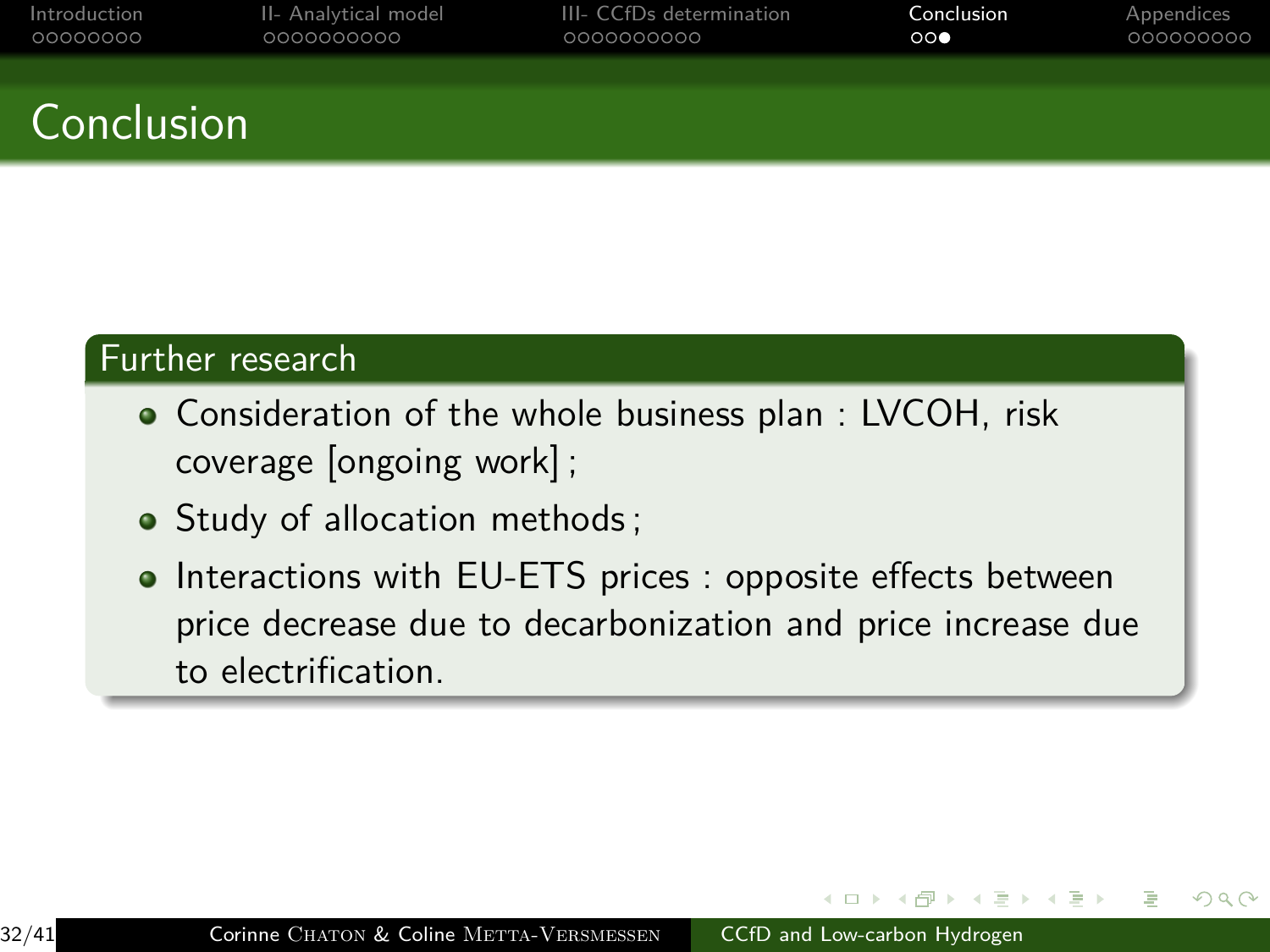# Conclusion

## Further research

- Consideration of the whole business plan : LVCOH, risk coverage [ongoing work] ;
- Study of allocation methods ;
- Interactions with EU-ETS prices : opposite effects between price decrease due to decarbonization and price increase due to electrification.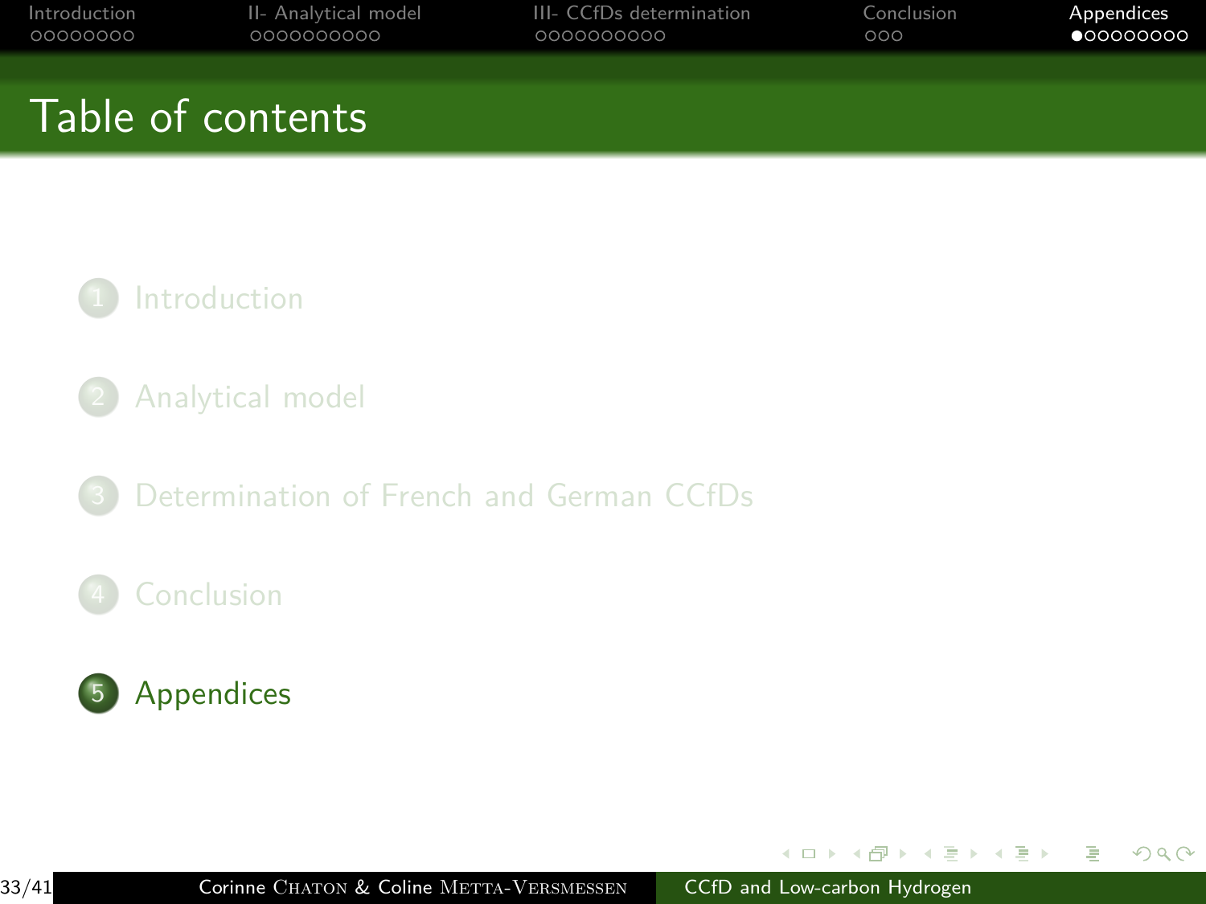# Table of contents

1. Introduction
2. Analytical model
3. Determination of French and German CCfDs
4. Conclusion
5. Appendices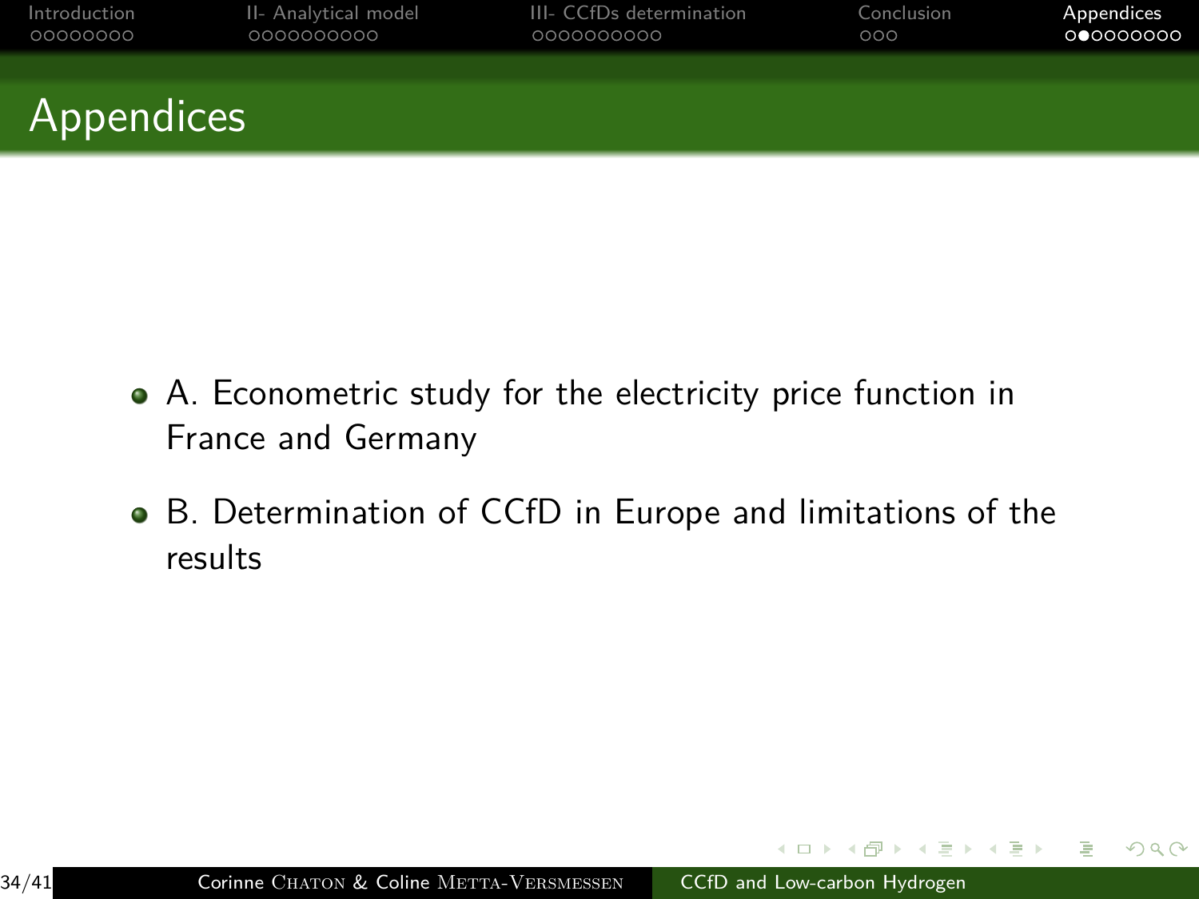# Appendices

- A. Econometric study for the electricity price function in France and Germany
- B. Determination of CCfD in Europe and limitations of the results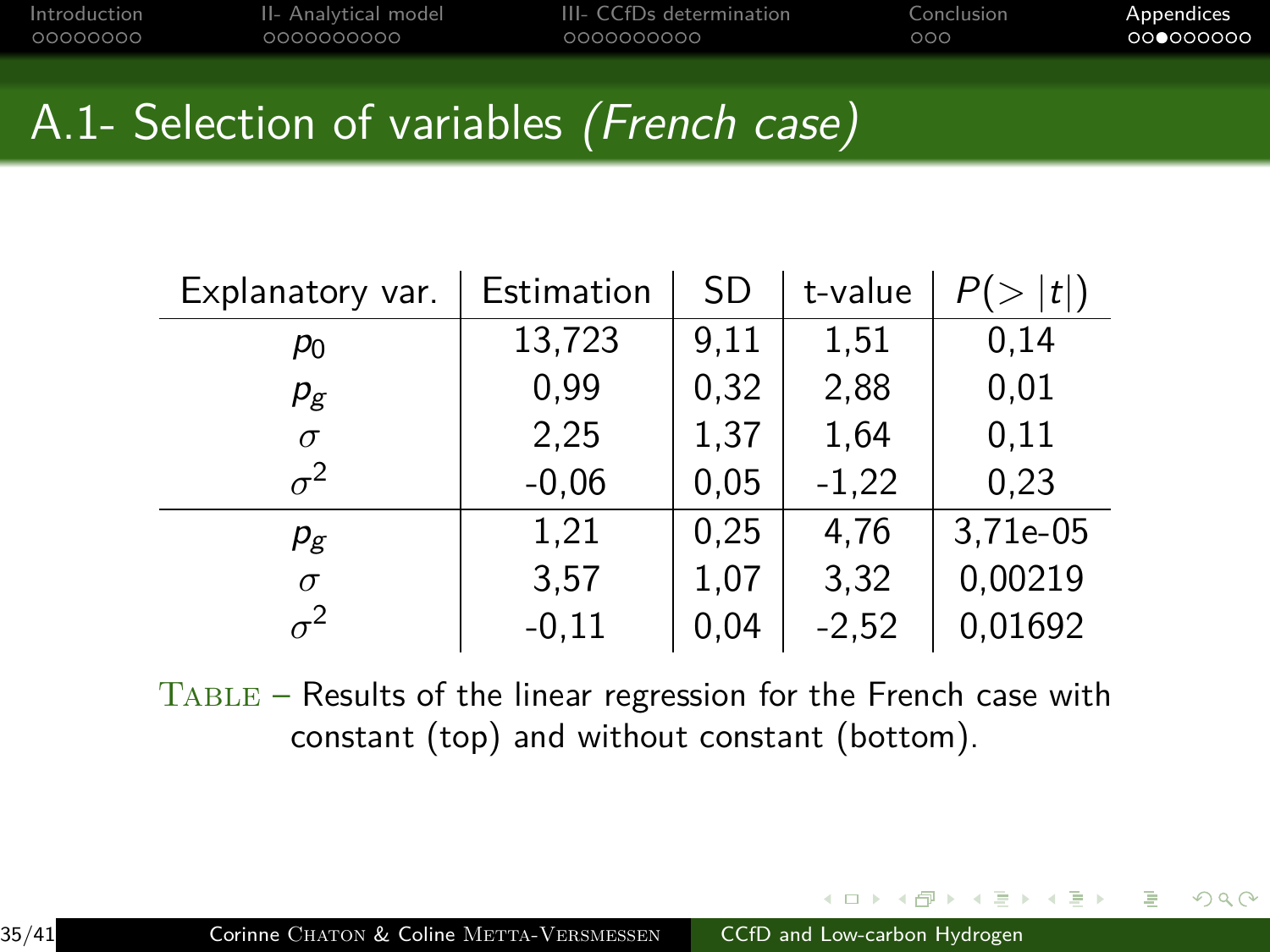# A.1- Selection of variables *(French case)*

| Explanatory var. | Estimation | SD | t-value | $P(>\|t\|)$ |
|---|---|---|---|---|
| $p_0$ | 13,723 | 9,11 | 1,51 | 0,14 |
| $p_g$ | 0,99 | 0,32 | 2,88 | 0,01 |
| $\sigma$ | 2,25 | 1,37 | 1,64 | 0,11 |
| $\sigma^2$ | -0,06 | 0,05 | -1,22 | 0,23 |
| $p_g$ | 1,21 | 0,25 | 4,76 | 3,71e-05 |
| $\sigma$ | 3,57 | 1,07 | 3,32 | 0,00219 |
| $\sigma^2$ | -0,11 | 0,04 | -2,52 | 0,01692 |

TABLE – Results of the linear regression for the French case with constant (top) and without constant (bottom).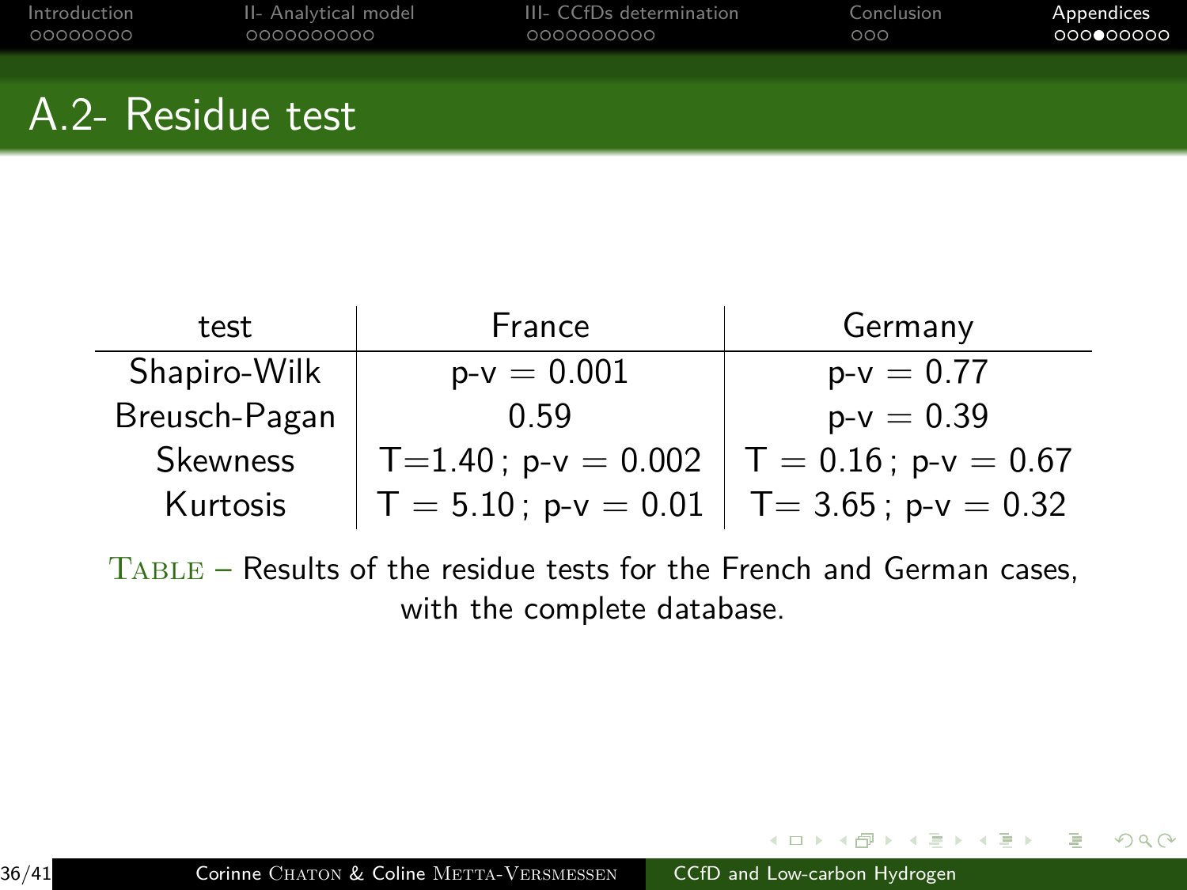## A.2- Residue test

| test | France | Germany |
|---|---|---|
| Shapiro-Wilk | p-v = 0.001 | p-v = 0.77 |
| Breusch-Pagan | 0.59 | p-v = 0.39 |
| Skewness | T=1.40 ; p-v = 0.002 | T = 0.16 ; p-v = 0.67 |
| Kurtosis | T = 5.10 ; p-v = 0.01 | T= 3.65 ; p-v = 0.32 |

TABLE – Results of the residue tests for the French and German cases, with the complete database.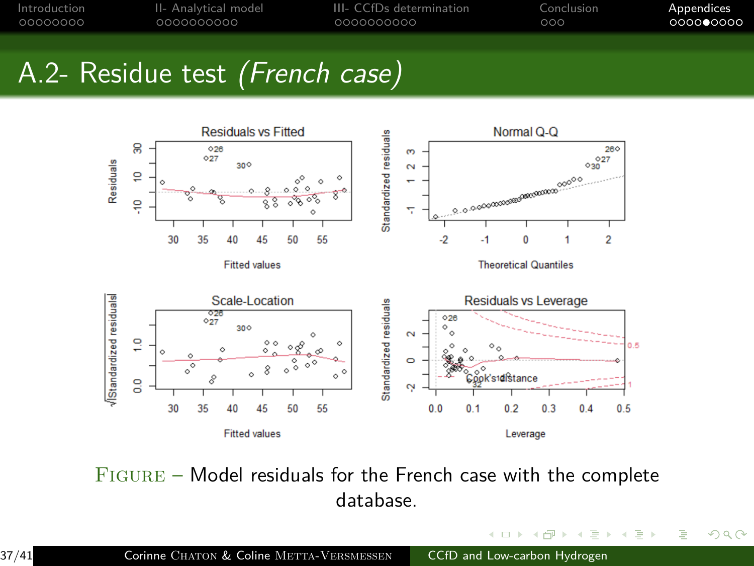# A.2- Residue test *(French case)*

FIGURE – Model residuals for the French case with the complete database.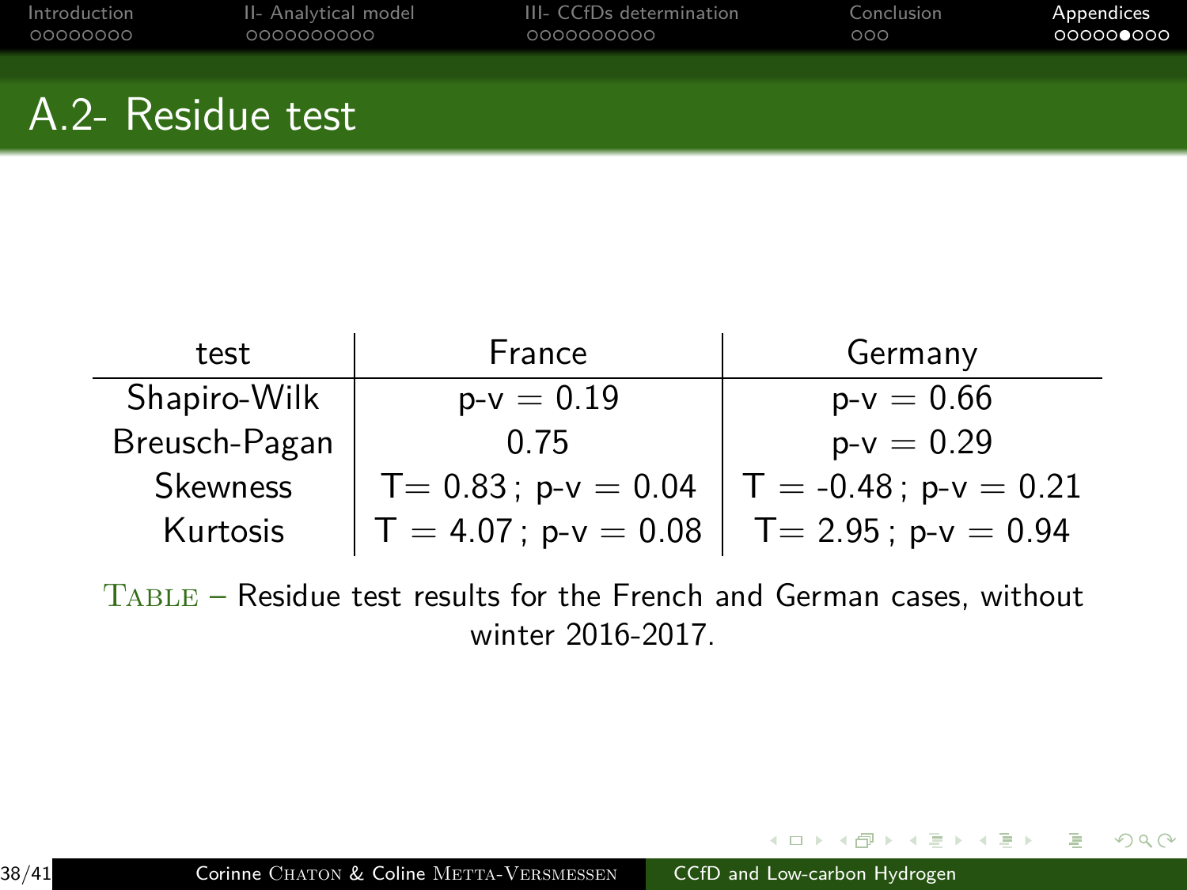# A.2- Residue test

| test | France | Germany |
|---|---|---|
| Shapiro-Wilk | p-v = 0.19 | p-v = 0.66 |
| Breusch-Pagan | 0.75 | p-v = 0.29 |
| Skewness | T= 0.83 ; p-v = 0.04 | T = -0.48 ; p-v = 0.21 |
| Kurtosis | T = 4.07 ; p-v = 0.08 | T= 2.95 ; p-v = 0.94 |

TABLE – Residue test results for the French and German cases, without winter 2016-2017.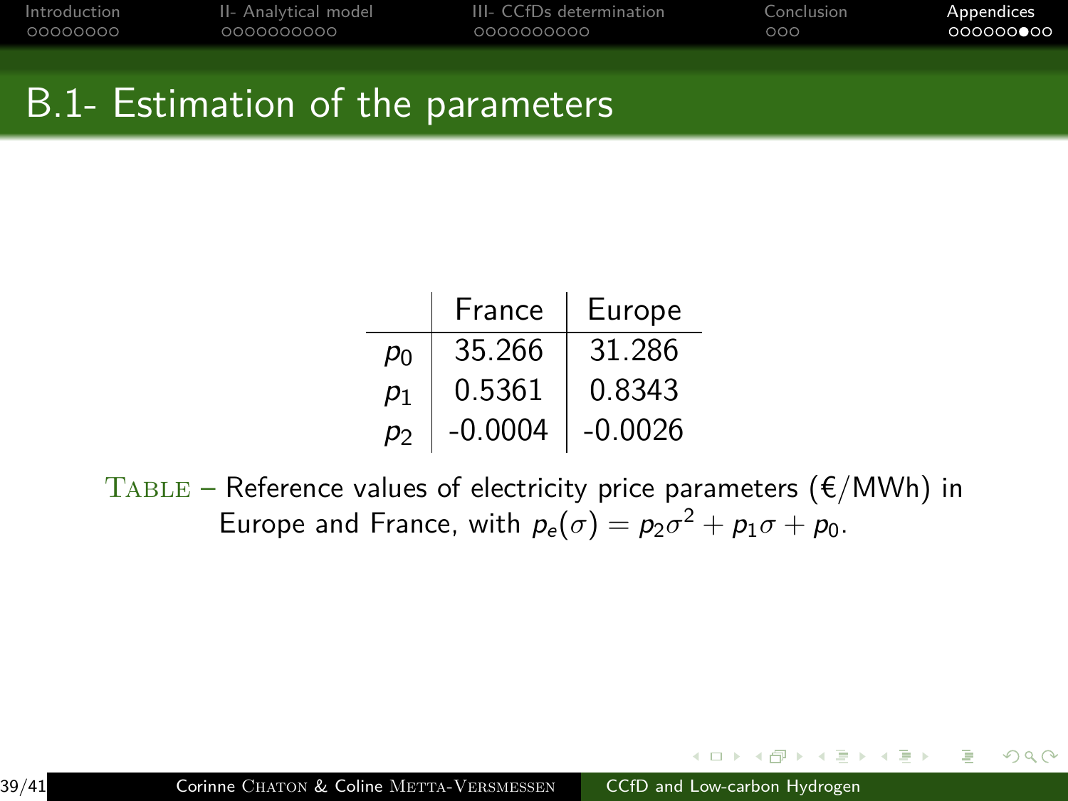# B.1- Estimation of the parameters

| | France | Europe |
|---|---|---|
| $p_0$ | 35.266 | 31.286 |
| $p_1$ | 0.5361 | 0.8343 |
| $p_2$ | -0.0004 | -0.0026 |

TABLE – Reference values of electricity price parameters (€/MWh) in Europe and France, with $p_e(\sigma) = p_2\sigma^2 + p_1\sigma + p_0$.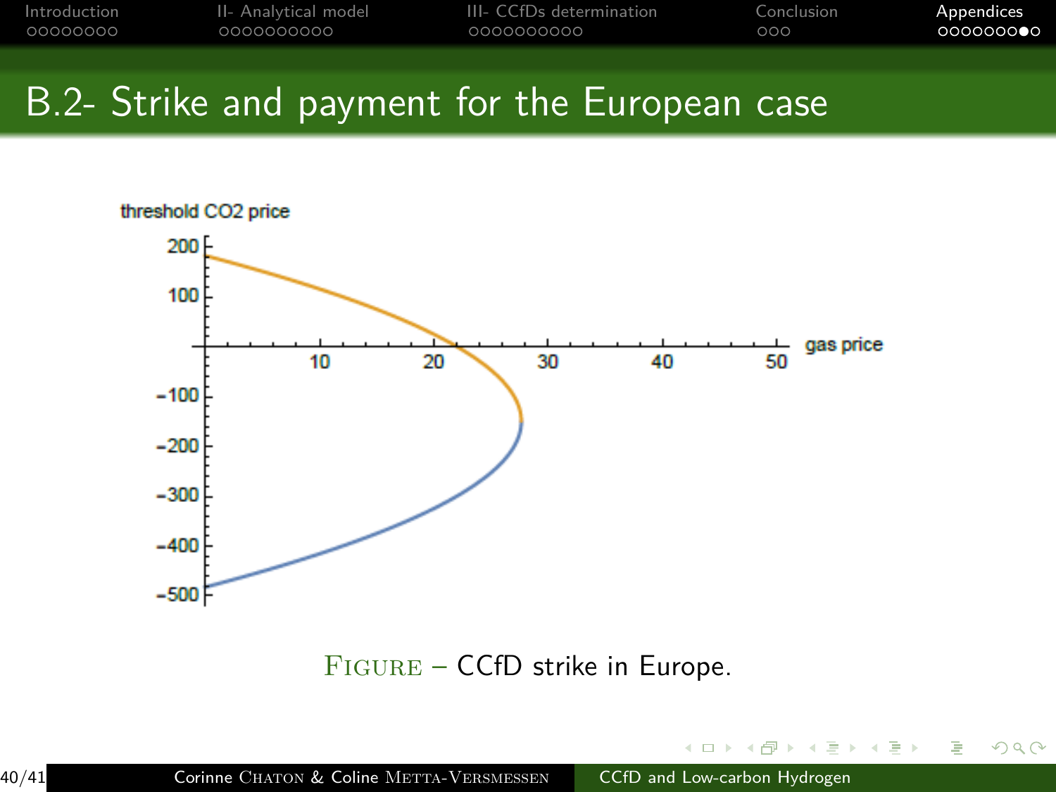# B.2- Strike and payment for the European case

FIGURE – CCfD strike in Europe.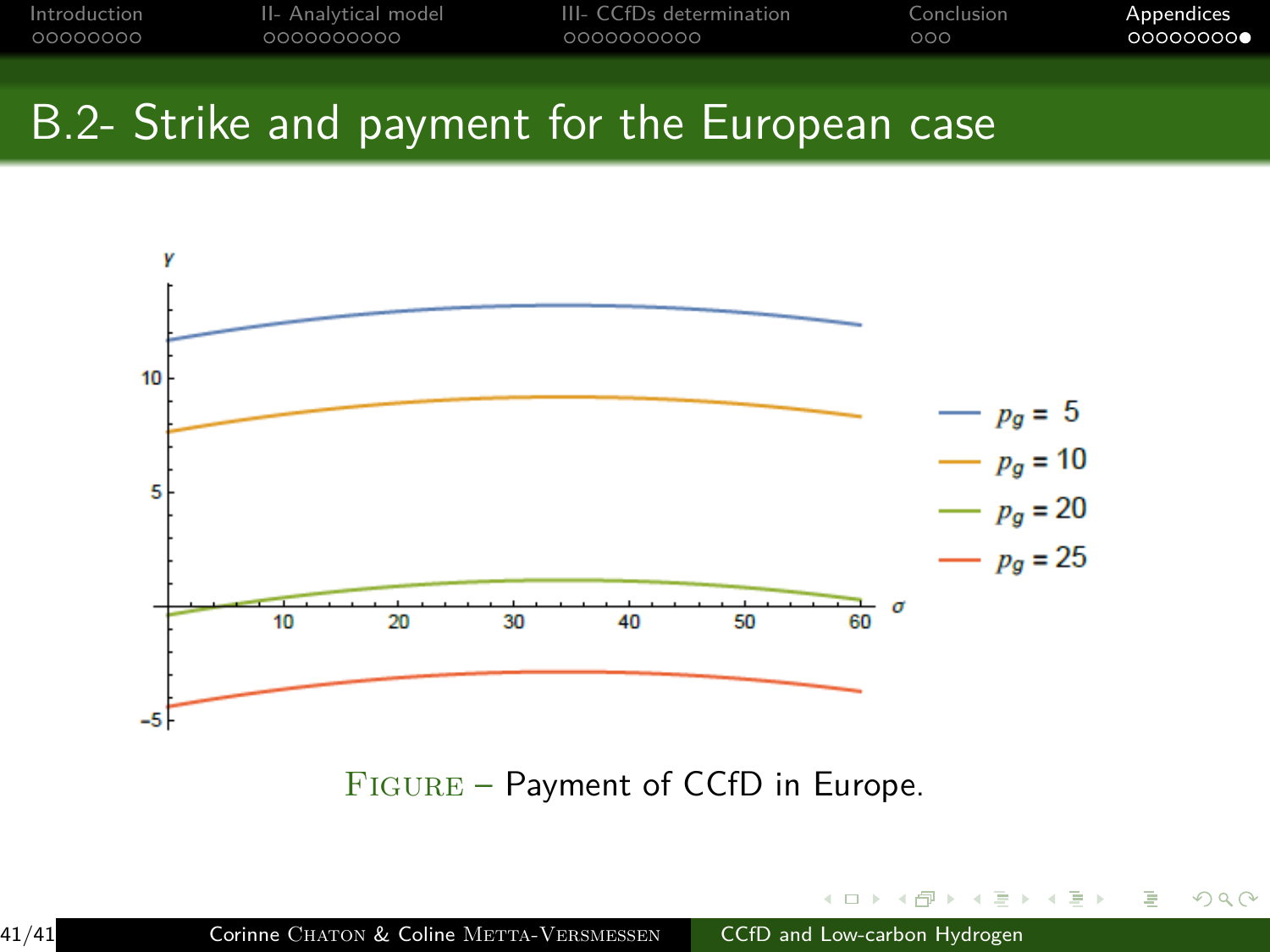# B.2- Strike and payment for the European case

$\gamma$

10

5

-5

10 20 30 40 50 60 $\sigma$

$p_g = 5$

$p_g = 10$

$p_g = 20$

$p_g = 25$

FIGURE – Payment of CCfD in Europe.